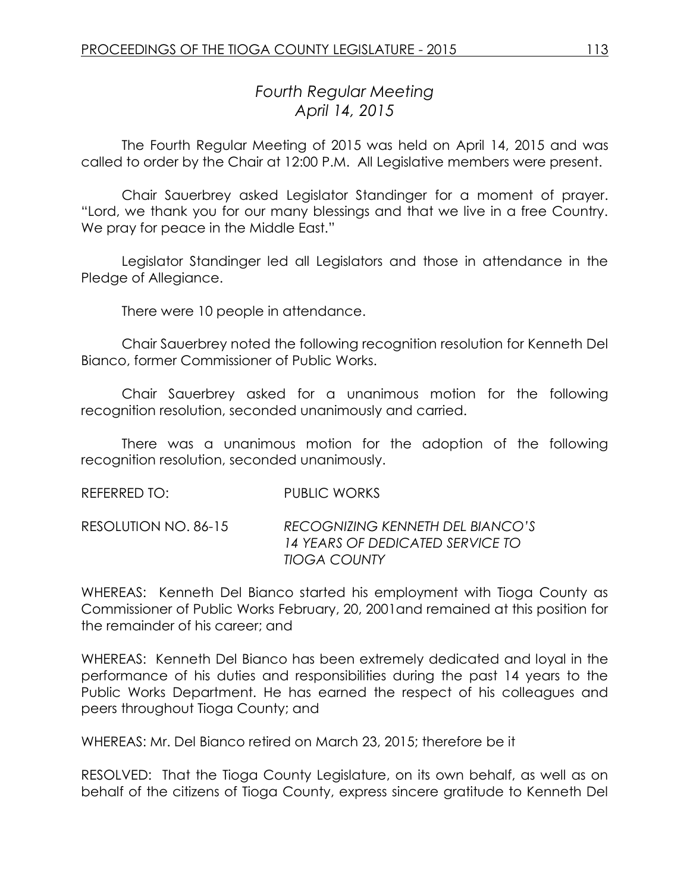# *Fourth Regular Meeting*
# *April 14, 2015*

The Fourth Regular Meeting of 2015 was held on April 14, 2015 and was called to order by the Chair at 12:00 P.M. All Legislative members were present.

Chair Sauerbrey asked Legislator Standinger for a moment of prayer. "Lord, we thank you for our many blessings and that we live in a free Country. We pray for peace in the Middle East."

Legislator Standinger led all Legislators and those in attendance in the Pledge of Allegiance.

There were 10 people in attendance.

Chair Sauerbrey noted the following recognition resolution for Kenneth Del Bianco, former Commissioner of Public Works.

Chair Sauerbrey asked for a unanimous motion for the following recognition resolution, seconded unanimously and carried.

There was a unanimous motion for the adoption of the following recognition resolution, seconded unanimously.

REFERRED TO: PUBLIC WORKS

RESOLUTION NO. 86-15 *RECOGNIZING KENNETH DEL BIANCO'S 14 YEARS OF DEDICATED SERVICE TO TIOGA COUNTY*

WHEREAS: Kenneth Del Bianco started his employment with Tioga County as Commissioner of Public Works February, 20, 2001and remained at this position for the remainder of his career; and

WHEREAS: Kenneth Del Bianco has been extremely dedicated and loyal in the performance of his duties and responsibilities during the past 14 years to the Public Works Department. He has earned the respect of his colleagues and peers throughout Tioga County; and

WHEREAS: Mr. Del Bianco retired on March 23, 2015; therefore be it

RESOLVED: That the Tioga County Legislature, on its own behalf, as well as on behalf of the citizens of Tioga County, express sincere gratitude to Kenneth Del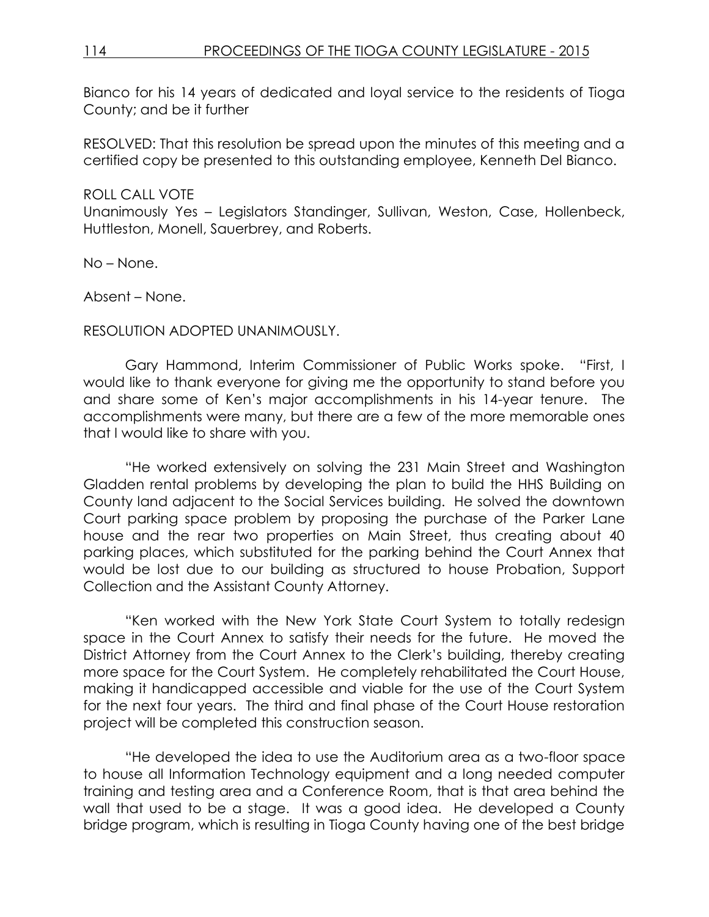Bianco for his 14 years of dedicated and loyal service to the residents of Tioga County; and be it further

RESOLVED: That this resolution be spread upon the minutes of this meeting and a certified copy be presented to this outstanding employee, Kenneth Del Bianco.

ROLL CALL VOTE
Unanimously Yes – Legislators Standinger, Sullivan, Weston, Case, Hollenbeck, Huttleston, Monell, Sauerbrey, and Roberts.

No – None.

Absent – None.

RESOLUTION ADOPTED UNANIMOUSLY.

Gary Hammond, Interim Commissioner of Public Works spoke. "First, I would like to thank everyone for giving me the opportunity to stand before you and share some of Ken's major accomplishments in his 14-year tenure. The accomplishments were many, but there are a few of the more memorable ones that I would like to share with you.

"He worked extensively on solving the 231 Main Street and Washington Gladden rental problems by developing the plan to build the HHS Building on County land adjacent to the Social Services building. He solved the downtown Court parking space problem by proposing the purchase of the Parker Lane house and the rear two properties on Main Street, thus creating about 40 parking places, which substituted for the parking behind the Court Annex that would be lost due to our building as structured to house Probation, Support Collection and the Assistant County Attorney.

"Ken worked with the New York State Court System to totally redesign space in the Court Annex to satisfy their needs for the future. He moved the District Attorney from the Court Annex to the Clerk's building, thereby creating more space for the Court System. He completely rehabilitated the Court House, making it handicapped accessible and viable for the use of the Court System for the next four years. The third and final phase of the Court House restoration project will be completed this construction season.

"He developed the idea to use the Auditorium area as a two-floor space to house all Information Technology equipment and a long needed computer training and testing area and a Conference Room, that is that area behind the wall that used to be a stage. It was a good idea. He developed a County bridge program, which is resulting in Tioga County having one of the best bridge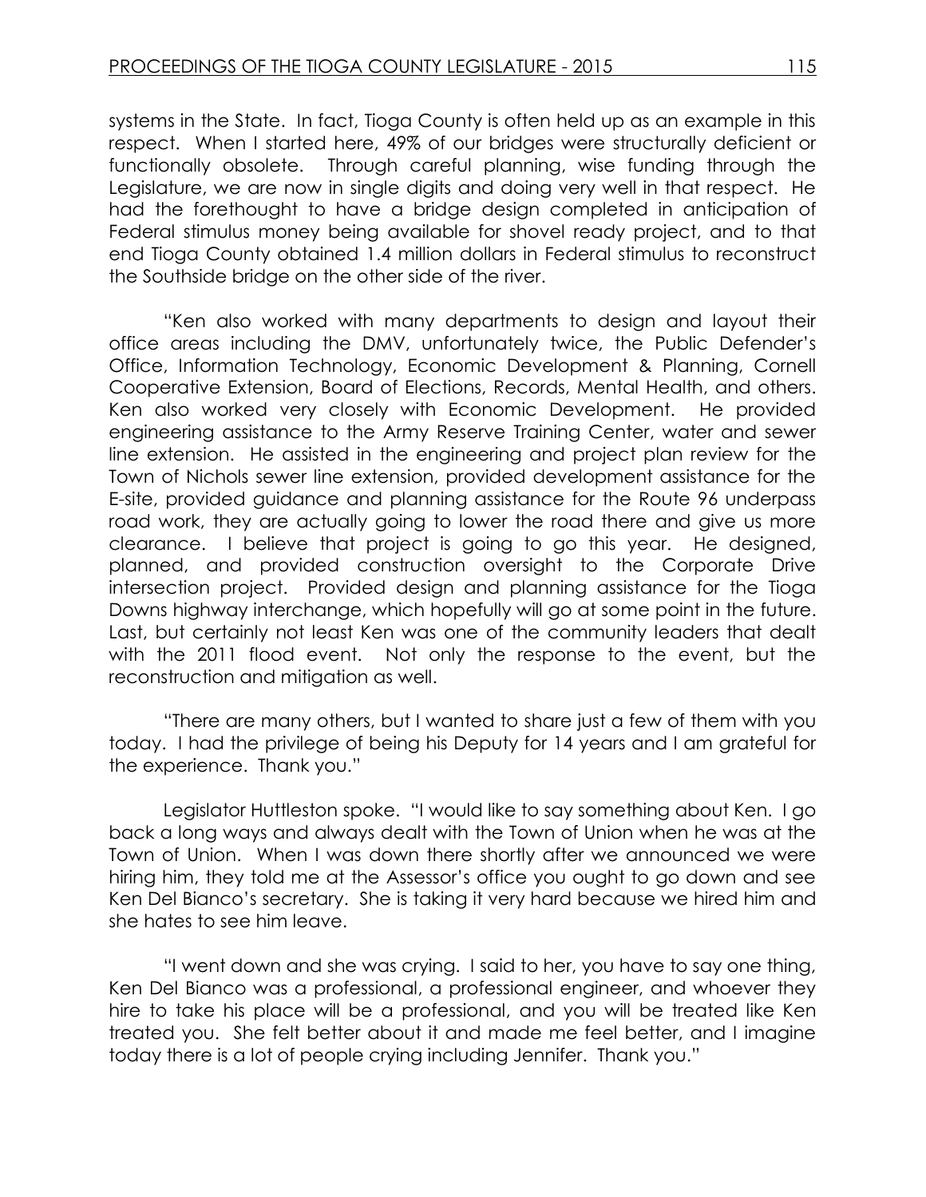systems in the State. In fact, Tioga County is often held up as an example in this respect. When I started here, 49% of our bridges were structurally deficient or functionally obsolete. Through careful planning, wise funding through the Legislature, we are now in single digits and doing very well in that respect. He had the forethought to have a bridge design completed in anticipation of Federal stimulus money being available for shovel ready project, and to that end Tioga County obtained 1.4 million dollars in Federal stimulus to reconstruct the Southside bridge on the other side of the river.

"Ken also worked with many departments to design and layout their office areas including the DMV, unfortunately twice, the Public Defender's Office, Information Technology, Economic Development & Planning, Cornell Cooperative Extension, Board of Elections, Records, Mental Health, and others. Ken also worked very closely with Economic Development. He provided engineering assistance to the Army Reserve Training Center, water and sewer line extension. He assisted in the engineering and project plan review for the Town of Nichols sewer line extension, provided development assistance for the E-site, provided guidance and planning assistance for the Route 96 underpass road work, they are actually going to lower the road there and give us more clearance. I believe that project is going to go this year. He designed, planned, and provided construction oversight to the Corporate Drive intersection project. Provided design and planning assistance for the Tioga Downs highway interchange, which hopefully will go at some point in the future. Last, but certainly not least Ken was one of the community leaders that dealt with the 2011 flood event. Not only the response to the event, but the reconstruction and mitigation as well.

"There are many others, but I wanted to share just a few of them with you today. I had the privilege of being his Deputy for 14 years and I am grateful for the experience. Thank you."

Legislator Huttleston spoke. "I would like to say something about Ken. I go back a long ways and always dealt with the Town of Union when he was at the Town of Union. When I was down there shortly after we announced we were hiring him, they told me at the Assessor's office you ought to go down and see Ken Del Bianco's secretary. She is taking it very hard because we hired him and she hates to see him leave.

"I went down and she was crying. I said to her, you have to say one thing, Ken Del Bianco was a professional, a professional engineer, and whoever they hire to take his place will be a professional, and you will be treated like Ken treated you. She felt better about it and made me feel better, and I imagine today there is a lot of people crying including Jennifer. Thank you."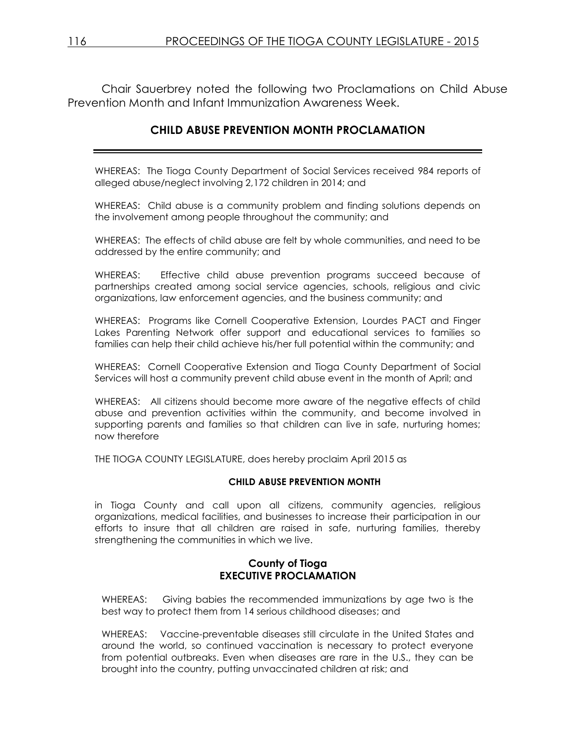Chair Sauerbrey noted the following two Proclamations on Child Abuse Prevention Month and Infant Immunization Awareness Week.

## CHILD ABUSE PREVENTION MONTH PROCLAMATION

WHEREAS: The Tioga County Department of Social Services received 984 reports of alleged abuse/neglect involving 2,172 children in 2014; and

WHEREAS: Child abuse is a community problem and finding solutions depends on the involvement among people throughout the community; and

WHEREAS: The effects of child abuse are felt by whole communities, and need to be addressed by the entire community; and

WHEREAS: Effective child abuse prevention programs succeed because of partnerships created among social service agencies, schools, religious and civic organizations, law enforcement agencies, and the business community; and

WHEREAS: Programs like Cornell Cooperative Extension, Lourdes PACT and Finger Lakes Parenting Network offer support and educational services to families so families can help their child achieve his/her full potential within the community; and

WHEREAS: Cornell Cooperative Extension and Tioga County Department of Social Services will host a community prevent child abuse event in the month of April; and

WHEREAS: All citizens should become more aware of the negative effects of child abuse and prevention activities within the community, and become involved in supporting parents and families so that children can live in safe, nurturing homes; now therefore

THE TIOGA COUNTY LEGISLATURE, does hereby proclaim April 2015 as

**CHILD ABUSE PREVENTION MONTH**

in Tioga County and call upon all citizens, community agencies, religious organizations, medical facilities, and businesses to increase their participation in our efforts to insure that all children are raised in safe, nurturing families, thereby strengthening the communities in which we live.

**County of Tioga**
**EXECUTIVE PROCLAMATION**

WHEREAS: Giving babies the recommended immunizations by age two is the best way to protect them from 14 serious childhood diseases; and

WHEREAS: Vaccine-preventable diseases still circulate in the United States and around the world, so continued vaccination is necessary to protect everyone from potential outbreaks. Even when diseases are rare in the U.S., they can be brought into the country, putting unvaccinated children at risk; and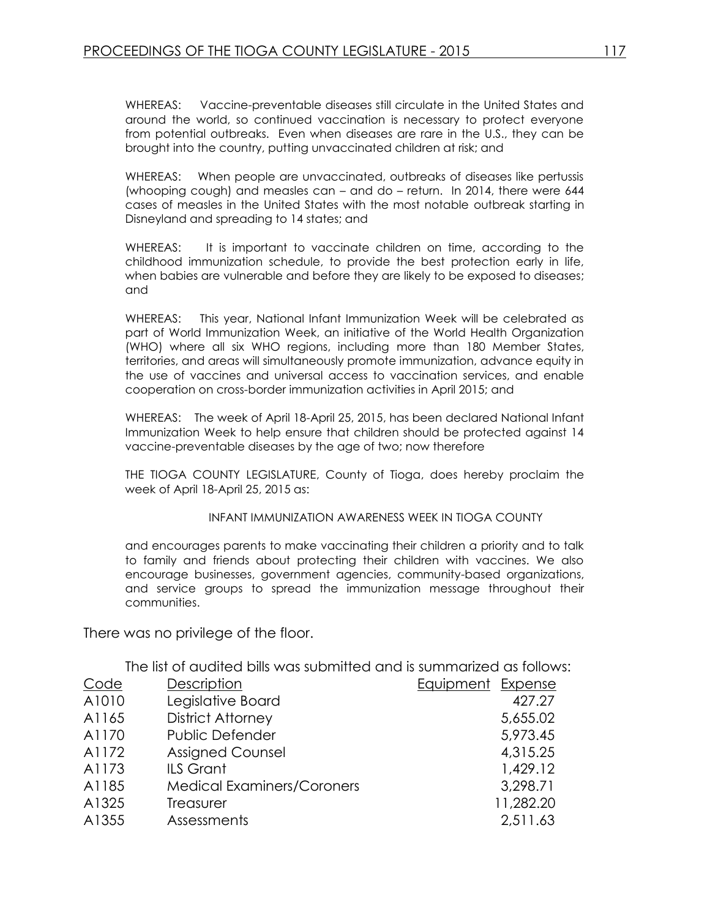WHEREAS: Vaccine-preventable diseases still circulate in the United States and around the world, so continued vaccination is necessary to protect everyone from potential outbreaks. Even when diseases are rare in the U.S., they can be brought into the country, putting unvaccinated children at risk; and

WHEREAS: When people are unvaccinated, outbreaks of diseases like pertussis (whooping cough) and measles can – and do – return. In 2014, there were 644 cases of measles in the United States with the most notable outbreak starting in Disneyland and spreading to 14 states; and

WHEREAS: It is important to vaccinate children on time, according to the childhood immunization schedule, to provide the best protection early in life, when babies are vulnerable and before they are likely to be exposed to diseases; and

WHEREAS: This year, National Infant Immunization Week will be celebrated as part of World Immunization Week, an initiative of the World Health Organization (WHO) where all six WHO regions, including more than 180 Member States, territories, and areas will simultaneously promote immunization, advance equity in the use of vaccines and universal access to vaccination services, and enable cooperation on cross-border immunization activities in April 2015; and

WHEREAS: The week of April 18-April 25, 2015, has been declared National Infant Immunization Week to help ensure that children should be protected against 14 vaccine-preventable diseases by the age of two; now therefore

THE TIOGA COUNTY LEGISLATURE, County of Tioga, does hereby proclaim the week of April 18-April 25, 2015 as:

INFANT IMMUNIZATION AWARENESS WEEK IN TIOGA COUNTY

and encourages parents to make vaccinating their children a priority and to talk to family and friends about protecting their children with vaccines. We also encourage businesses, government agencies, community-based organizations, and service groups to spread the immunization message throughout their communities.

There was no privilege of the floor.

The list of audited bills was submitted and is summarized as follows:

| Code | Description | Equipment | Expense |
|---|---|---|---|
| A1010 | Legislative Board | | 427.27 |
| A1165 | District Attorney | | 5,655.02 |
| A1170 | Public Defender | | 5,973.45 |
| A1172 | Assigned Counsel | | 4,315.25 |
| A1173 | ILS Grant | | 1,429.12 |
| A1185 | Medical Examiners/Coroners | | 3,298.71 |
| A1325 | Treasurer | | 11,282.20 |
| A1355 | Assessments | | 2,511.63 |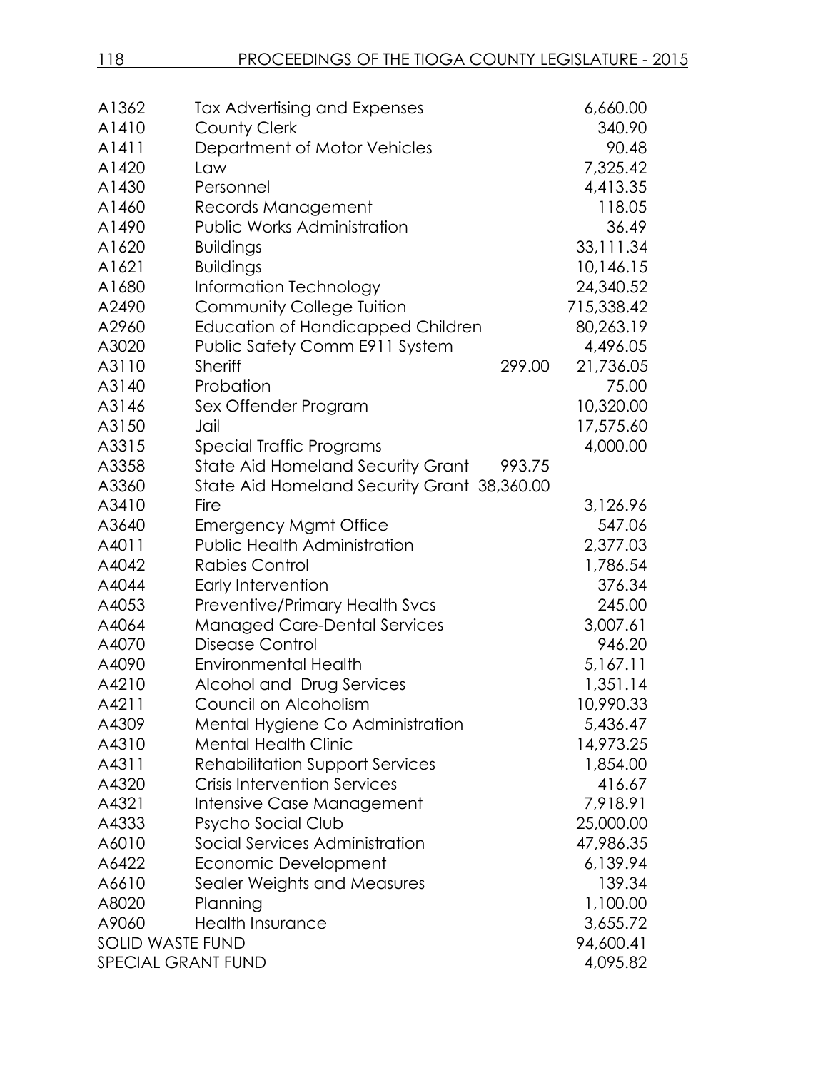| | | | |
|---|---|---|---|
| A1362 | Tax Advertising and Expenses | | 6,660.00 |
| A1410 | County Clerk | | 340.90 |
| A1411 | Department of Motor Vehicles | | 90.48 |
| A1420 | Law | | 7,325.42 |
| A1430 | Personnel | | 4,413.35 |
| A1460 | Records Management | | 118.05 |
| A1490 | Public Works Administration | | 36.49 |
| A1620 | Buildings | | 33,111.34 |
| A1621 | Buildings | | 10,146.15 |
| A1680 | Information Technology | | 24,340.52 |
| A2490 | Community College Tuition | | 715,338.42 |
| A2960 | Education of Handicapped Children | | 80,263.19 |
| A3020 | Public Safety Comm E911 System | | 4,496.05 |
| A3110 | Sheriff | 299.00 | 21,736.05 |
| A3140 | Probation | | 75.00 |
| A3146 | Sex Offender Program | | 10,320.00 |
| A3150 | Jail | | 17,575.60 |
| A3315 | Special Traffic Programs | | 4,000.00 |
| A3358 | State Aid Homeland Security Grant | 993.75 | |
| A3360 | State Aid Homeland Security Grant | 38,360.00 | |
| A3410 | Fire | | 3,126.96 |
| A3640 | Emergency Mgmt Office | | 547.06 |
| A4011 | Public Health Administration | | 2,377.03 |
| A4042 | Rabies Control | | 1,786.54 |
| A4044 | Early Intervention | | 376.34 |
| A4053 | Preventive/Primary Health Svcs | | 245.00 |
| A4064 | Managed Care-Dental Services | | 3,007.61 |
| A4070 | Disease Control | | 946.20 |
| A4090 | Environmental Health | | 5,167.11 |
| A4210 | Alcohol and Drug Services | | 1,351.14 |
| A4211 | Council on Alcoholism | | 10,990.33 |
| A4309 | Mental Hygiene Co Administration | | 5,436.47 |
| A4310 | Mental Health Clinic | | 14,973.25 |
| A4311 | Rehabilitation Support Services | | 1,854.00 |
| A4320 | Crisis Intervention Services | | 416.67 |
| A4321 | Intensive Case Management | | 7,918.91 |
| A4333 | Psycho Social Club | | 25,000.00 |
| A6010 | Social Services Administration | | 47,986.35 |
| A6422 | Economic Development | | 6,139.94 |
| A6610 | Sealer Weights and Measures | | 139.34 |
| A8020 | Planning | | 1,100.00 |
| A9060 | Health Insurance | | 3,655.72 |
| SOLID WASTE FUND | | | 94,600.41 |
| SPECIAL GRANT FUND | | | 4,095.82 |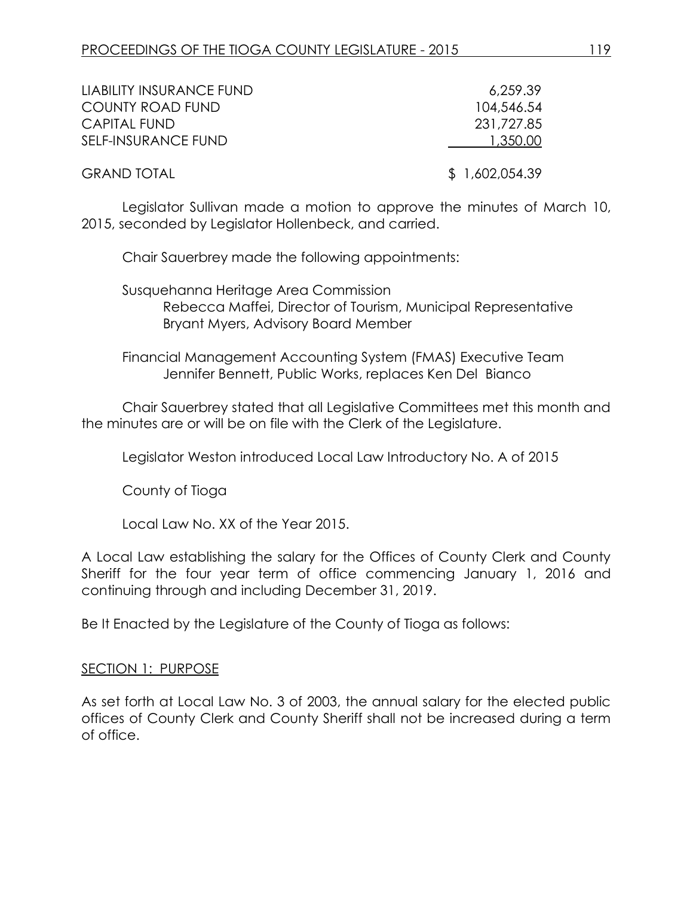| | |
|---|---|
| LIABILITY INSURANCE FUND | 6,259.39 |
| COUNTY ROAD FUND | 104,546.54 |
| CAPITAL FUND | 231,727.85 |
| SELF-INSURANCE FUND | 1,350.00 |
| GRAND TOTAL | $ 1,602,054.39 |

Legislator Sullivan made a motion to approve the minutes of March 10, 2015, seconded by Legislator Hollenbeck, and carried.

Chair Sauerbrey made the following appointments:

Susquehanna Heritage Area Commission
Rebecca Maffei, Director of Tourism, Municipal Representative
Bryant Myers, Advisory Board Member

Financial Management Accounting System (FMAS) Executive Team
Jennifer Bennett, Public Works, replaces Ken Del Bianco

Chair Sauerbrey stated that all Legislative Committees met this month and the minutes are or will be on file with the Clerk of the Legislature.

Legislator Weston introduced Local Law Introductory No. A of 2015

County of Tioga

Local Law No. XX of the Year 2015.

A Local Law establishing the salary for the Offices of County Clerk and County Sheriff for the four year term of office commencing January 1, 2016 and continuing through and including December 31, 2019.

Be It Enacted by the Legislature of the County of Tioga as follows:

SECTION 1: PURPOSE

As set forth at Local Law No. 3 of 2003, the annual salary for the elected public offices of County Clerk and County Sheriff shall not be increased during a term of office.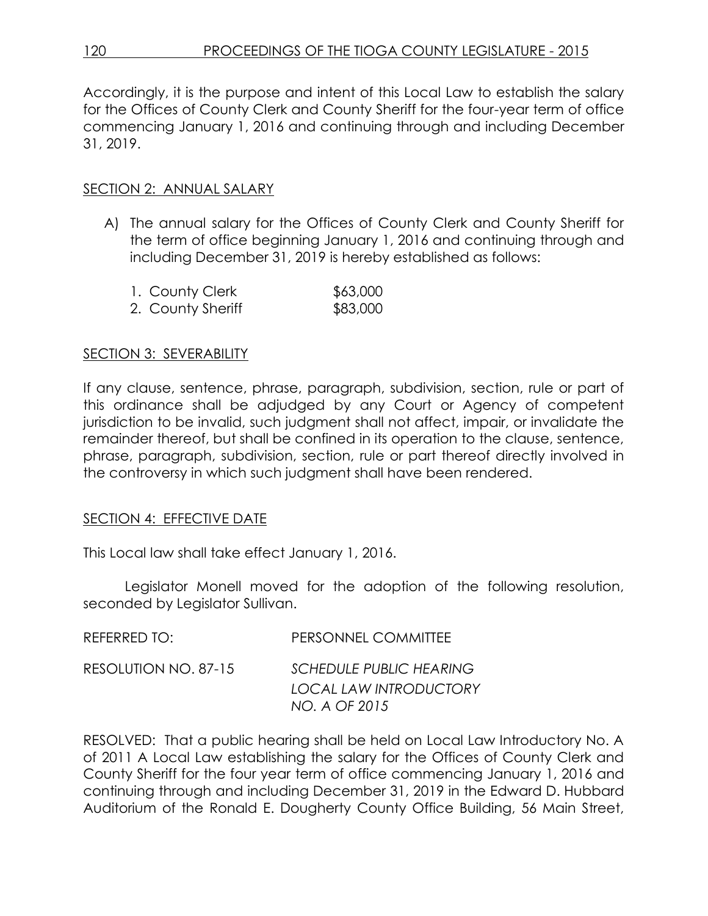Accordingly, it is the purpose and intent of this Local Law to establish the salary for the Offices of County Clerk and County Sheriff for the four-year term of office commencing January 1, 2016 and continuing through and including December 31, 2019.

SECTION 2: ANNUAL SALARY

A) The annual salary for the Offices of County Clerk and County Sheriff for the term of office beginning January 1, 2016 and continuing through and including December 31, 2019 is hereby established as follows:

   1. County Clerk $63,000
   2. County Sheriff $83,000

SECTION 3: SEVERABILITY

If any clause, sentence, phrase, paragraph, subdivision, section, rule or part of this ordinance shall be adjudged by any Court or Agency of competent jurisdiction to be invalid, such judgment shall not affect, impair, or invalidate the remainder thereof, but shall be confined in its operation to the clause, sentence, phrase, paragraph, subdivision, section, rule or part thereof directly involved in the controversy in which such judgment shall have been rendered.

SECTION 4: EFFECTIVE DATE

This Local law shall take effect January 1, 2016.

Legislator Monell moved for the adoption of the following resolution, seconded by Legislator Sullivan.

REFERRED TO: PERSONNEL COMMITTEE

RESOLUTION NO. 87-15 *SCHEDULE PUBLIC HEARING LOCAL LAW INTRODUCTORY NO. A OF 2015*

RESOLVED: That a public hearing shall be held on Local Law Introductory No. A of 2011 A Local Law establishing the salary for the Offices of County Clerk and County Sheriff for the four year term of office commencing January 1, 2016 and continuing through and including December 31, 2019 in the Edward D. Hubbard Auditorium of the Ronald E. Dougherty County Office Building, 56 Main Street,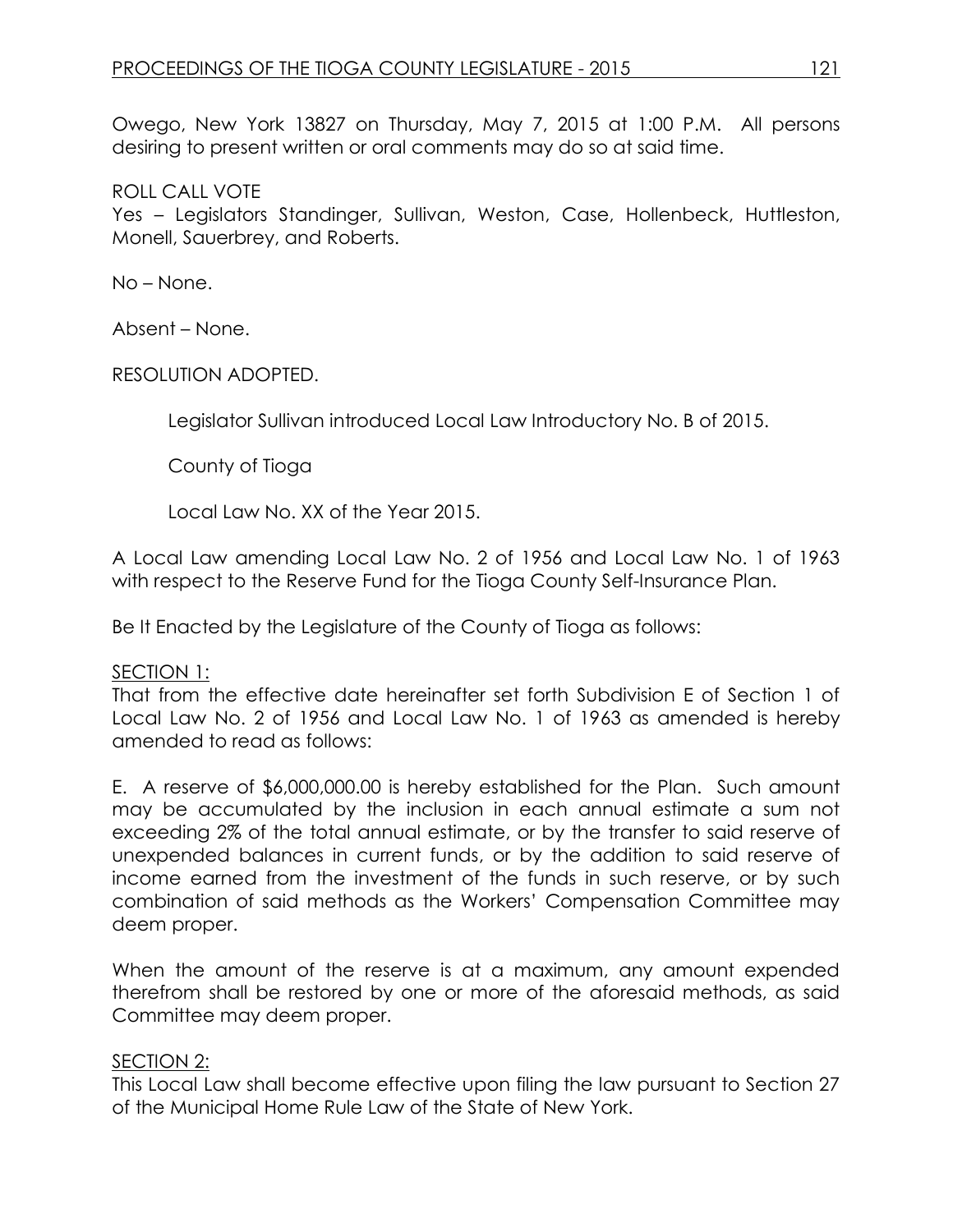Owego, New York 13827 on Thursday, May 7, 2015 at 1:00 P.M. All persons desiring to present written or oral comments may do so at said time.

ROLL CALL VOTE

Yes – Legislators Standinger, Sullivan, Weston, Case, Hollenbeck, Huttleston, Monell, Sauerbrey, and Roberts.

No – None.

Absent – None.

RESOLUTION ADOPTED.

Legislator Sullivan introduced Local Law Introductory No. B of 2015.

County of Tioga

Local Law No. XX of the Year 2015.

A Local Law amending Local Law No. 2 of 1956 and Local Law No. 1 of 1963 with respect to the Reserve Fund for the Tioga County Self-Insurance Plan.

Be It Enacted by the Legislature of the County of Tioga as follows:

SECTION 1:

That from the effective date hereinafter set forth Subdivision E of Section 1 of Local Law No. 2 of 1956 and Local Law No. 1 of 1963 as amended is hereby amended to read as follows:

E. A reserve of $6,000,000.00 is hereby established for the Plan. Such amount may be accumulated by the inclusion in each annual estimate a sum not exceeding 2% of the total annual estimate, or by the transfer to said reserve of unexpended balances in current funds, or by the addition to said reserve of income earned from the investment of the funds in such reserve, or by such combination of said methods as the Workers' Compensation Committee may deem proper.

When the amount of the reserve is at a maximum, any amount expended therefrom shall be restored by one or more of the aforesaid methods, as said Committee may deem proper.

SECTION 2:

This Local Law shall become effective upon filing the law pursuant to Section 27 of the Municipal Home Rule Law of the State of New York.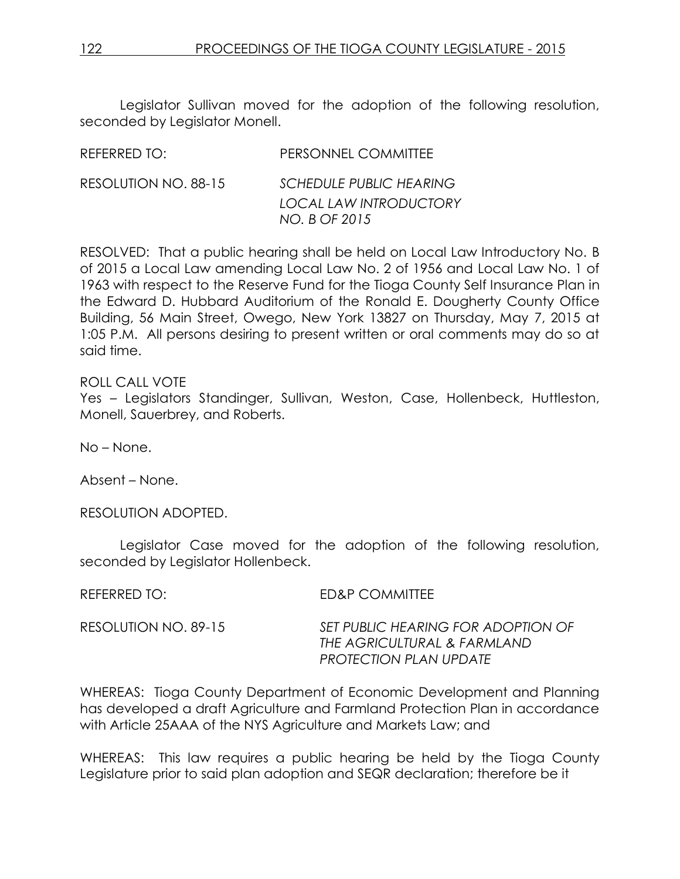Legislator Sullivan moved for the adoption of the following resolution, seconded by Legislator Monell.

REFERRED TO: PERSONNEL COMMITTEE

RESOLUTION NO. 88-15 *SCHEDULE PUBLIC HEARING LOCAL LAW INTRODUCTORY NO. B OF 2015*

RESOLVED: That a public hearing shall be held on Local Law Introductory No. B of 2015 a Local Law amending Local Law No. 2 of 1956 and Local Law No. 1 of 1963 with respect to the Reserve Fund for the Tioga County Self Insurance Plan in the Edward D. Hubbard Auditorium of the Ronald E. Dougherty County Office Building, 56 Main Street, Owego, New York 13827 on Thursday, May 7, 2015 at 1:05 P.M. All persons desiring to present written or oral comments may do so at said time.

ROLL CALL VOTE
Yes – Legislators Standinger, Sullivan, Weston, Case, Hollenbeck, Huttleston, Monell, Sauerbrey, and Roberts.

No – None.

Absent – None.

RESOLUTION ADOPTED.

Legislator Case moved for the adoption of the following resolution, seconded by Legislator Hollenbeck.

REFERRED TO: ED&P COMMITTEE

RESOLUTION NO. 89-15 *SET PUBLIC HEARING FOR ADOPTION OF THE AGRICULTURAL & FARMLAND PROTECTION PLAN UPDATE*

WHEREAS: Tioga County Department of Economic Development and Planning has developed a draft Agriculture and Farmland Protection Plan in accordance with Article 25AAA of the NYS Agriculture and Markets Law; and

WHEREAS: This law requires a public hearing be held by the Tioga County Legislature prior to said plan adoption and SEQR declaration; therefore be it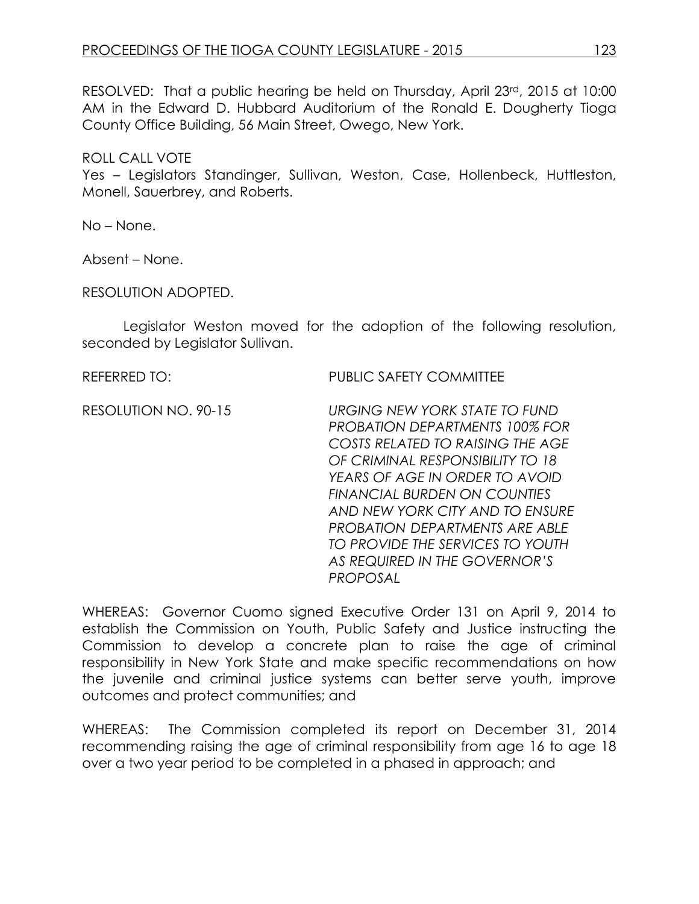RESOLVED: That a public hearing be held on Thursday, April 23rd, 2015 at 10:00 AM in the Edward D. Hubbard Auditorium of the Ronald E. Dougherty Tioga County Office Building, 56 Main Street, Owego, New York.

ROLL CALL VOTE
Yes – Legislators Standinger, Sullivan, Weston, Case, Hollenbeck, Huttleston, Monell, Sauerbrey, and Roberts.

No – None.

Absent – None.

RESOLUTION ADOPTED.

Legislator Weston moved for the adoption of the following resolution, seconded by Legislator Sullivan.

REFERRED TO: PUBLIC SAFETY COMMITTEE

RESOLUTION NO. 90-15 *URGING NEW YORK STATE TO FUND PROBATION DEPARTMENTS 100% FOR COSTS RELATED TO RAISING THE AGE OF CRIMINAL RESPONSIBILITY TO 18 YEARS OF AGE IN ORDER TO AVOID FINANCIAL BURDEN ON COUNTIES AND NEW YORK CITY AND TO ENSURE PROBATION DEPARTMENTS ARE ABLE TO PROVIDE THE SERVICES TO YOUTH AS REQUIRED IN THE GOVERNOR'S PROPOSAL*

WHEREAS: Governor Cuomo signed Executive Order 131 on April 9, 2014 to establish the Commission on Youth, Public Safety and Justice instructing the Commission to develop a concrete plan to raise the age of criminal responsibility in New York State and make specific recommendations on how the juvenile and criminal justice systems can better serve youth, improve outcomes and protect communities; and

WHEREAS: The Commission completed its report on December 31, 2014 recommending raising the age of criminal responsibility from age 16 to age 18 over a two year period to be completed in a phased in approach; and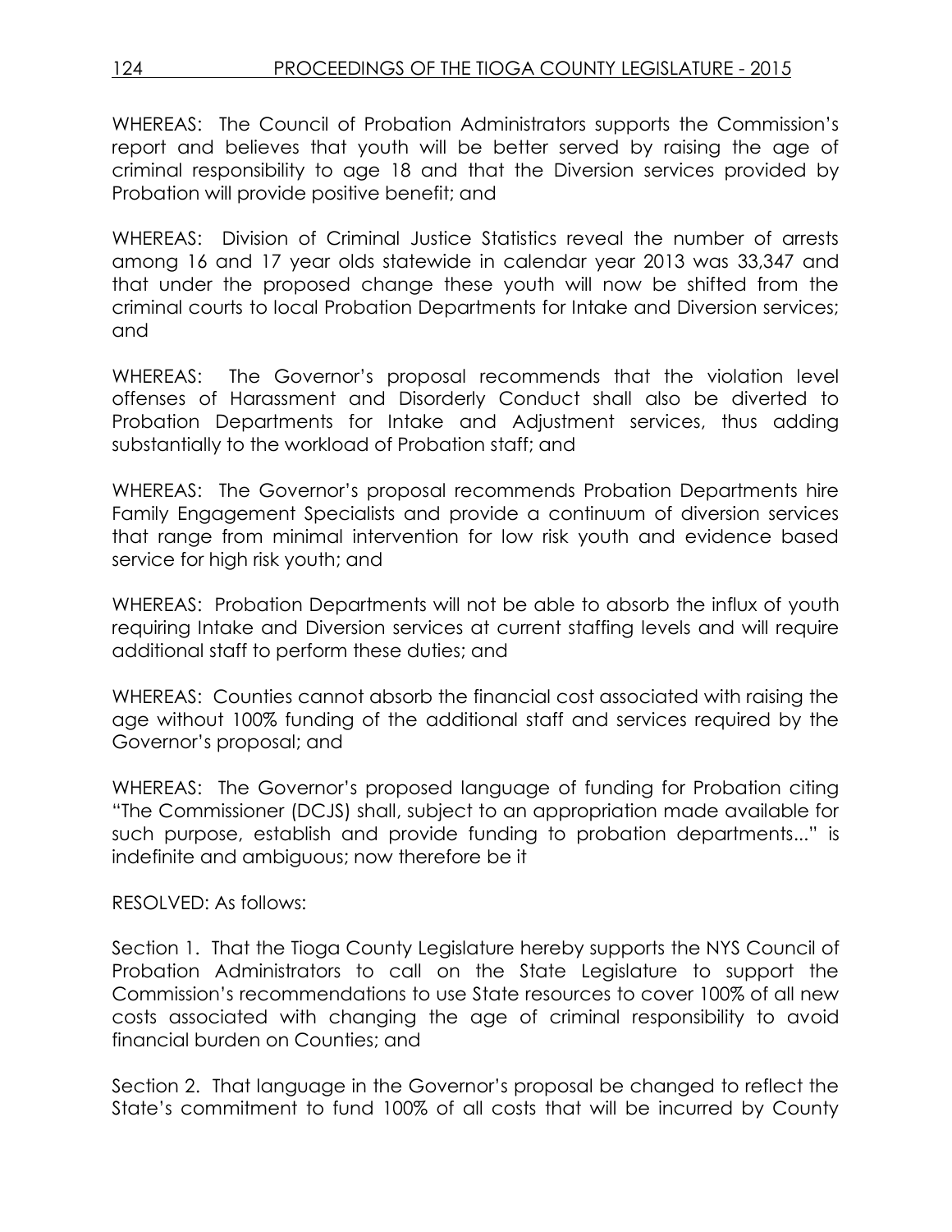WHEREAS: The Council of Probation Administrators supports the Commission's report and believes that youth will be better served by raising the age of criminal responsibility to age 18 and that the Diversion services provided by Probation will provide positive benefit; and

WHEREAS: Division of Criminal Justice Statistics reveal the number of arrests among 16 and 17 year olds statewide in calendar year 2013 was 33,347 and that under the proposed change these youth will now be shifted from the criminal courts to local Probation Departments for Intake and Diversion services; and

WHEREAS: The Governor's proposal recommends that the violation level offenses of Harassment and Disorderly Conduct shall also be diverted to Probation Departments for Intake and Adjustment services, thus adding substantially to the workload of Probation staff; and

WHEREAS: The Governor's proposal recommends Probation Departments hire Family Engagement Specialists and provide a continuum of diversion services that range from minimal intervention for low risk youth and evidence based service for high risk youth; and

WHEREAS: Probation Departments will not be able to absorb the influx of youth requiring Intake and Diversion services at current staffing levels and will require additional staff to perform these duties; and

WHEREAS: Counties cannot absorb the financial cost associated with raising the age without 100% funding of the additional staff and services required by the Governor's proposal; and

WHEREAS: The Governor's proposed language of funding for Probation citing "The Commissioner (DCJS) shall, subject to an appropriation made available for such purpose, establish and provide funding to probation departments..." is indefinite and ambiguous; now therefore be it

RESOLVED: As follows:

Section 1. That the Tioga County Legislature hereby supports the NYS Council of Probation Administrators to call on the State Legislature to support the Commission's recommendations to use State resources to cover 100% of all new costs associated with changing the age of criminal responsibility to avoid financial burden on Counties; and

Section 2. That language in the Governor's proposal be changed to reflect the State's commitment to fund 100% of all costs that will be incurred by County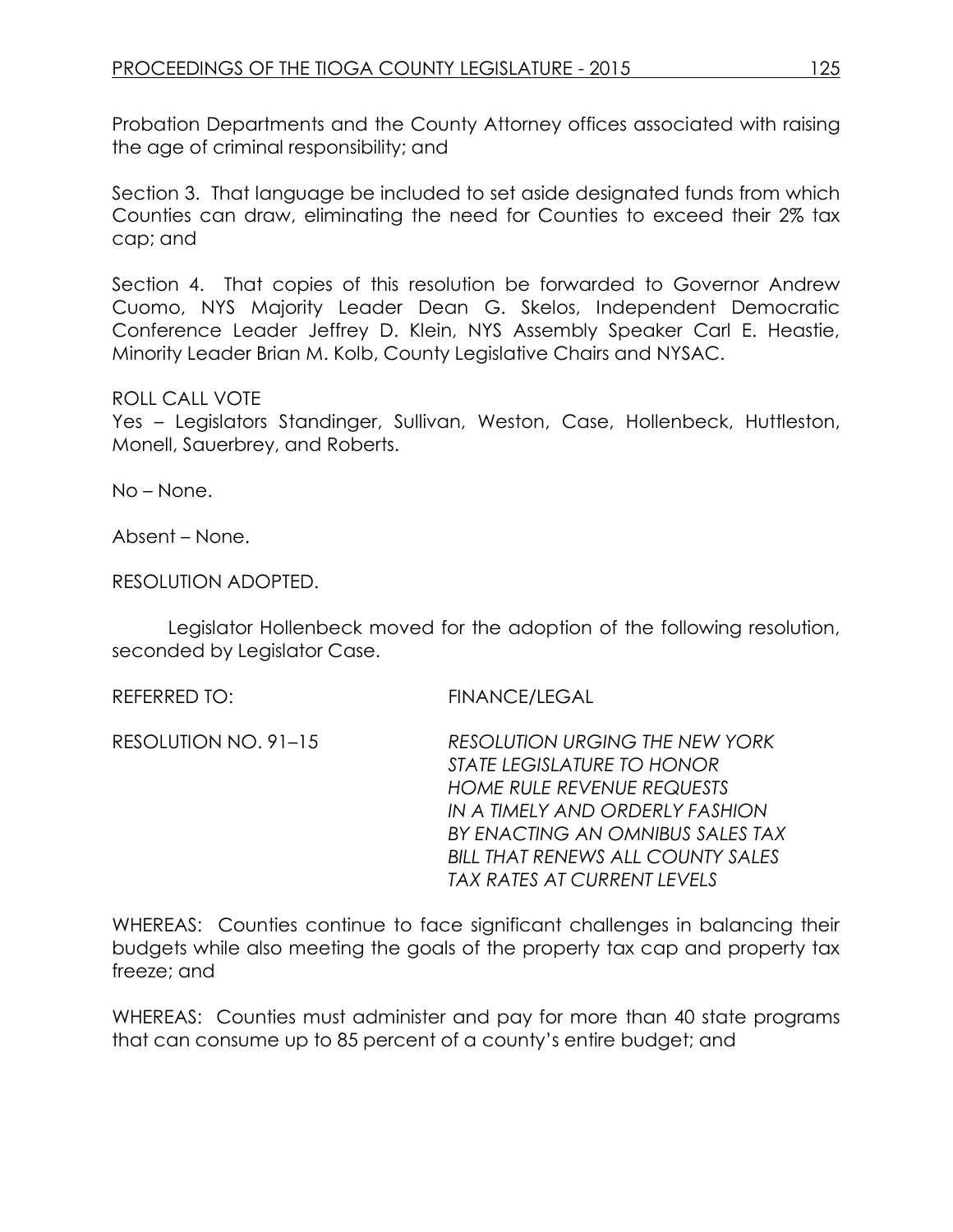Probation Departments and the County Attorney offices associated with raising the age of criminal responsibility; and

Section 3. That language be included to set aside designated funds from which Counties can draw, eliminating the need for Counties to exceed their 2% tax cap; and

Section 4. That copies of this resolution be forwarded to Governor Andrew Cuomo, NYS Majority Leader Dean G. Skelos, Independent Democratic Conference Leader Jeffrey D. Klein, NYS Assembly Speaker Carl E. Heastie, Minority Leader Brian M. Kolb, County Legislative Chairs and NYSAC.

ROLL CALL VOTE
Yes – Legislators Standinger, Sullivan, Weston, Case, Hollenbeck, Huttleston, Monell, Sauerbrey, and Roberts.

No – None.

Absent – None.

RESOLUTION ADOPTED.

Legislator Hollenbeck moved for the adoption of the following resolution, seconded by Legislator Case.

REFERRED TO: FINANCE/LEGAL

RESOLUTION NO. 91–15 *RESOLUTION URGING THE NEW YORK STATE LEGISLATURE TO HONOR HOME RULE REVENUE REQUESTS IN A TIMELY AND ORDERLY FASHION BY ENACTING AN OMNIBUS SALES TAX BILL THAT RENEWS ALL COUNTY SALES TAX RATES AT CURRENT LEVELS*

WHEREAS: Counties continue to face significant challenges in balancing their budgets while also meeting the goals of the property tax cap and property tax freeze; and

WHEREAS: Counties must administer and pay for more than 40 state programs that can consume up to 85 percent of a county's entire budget; and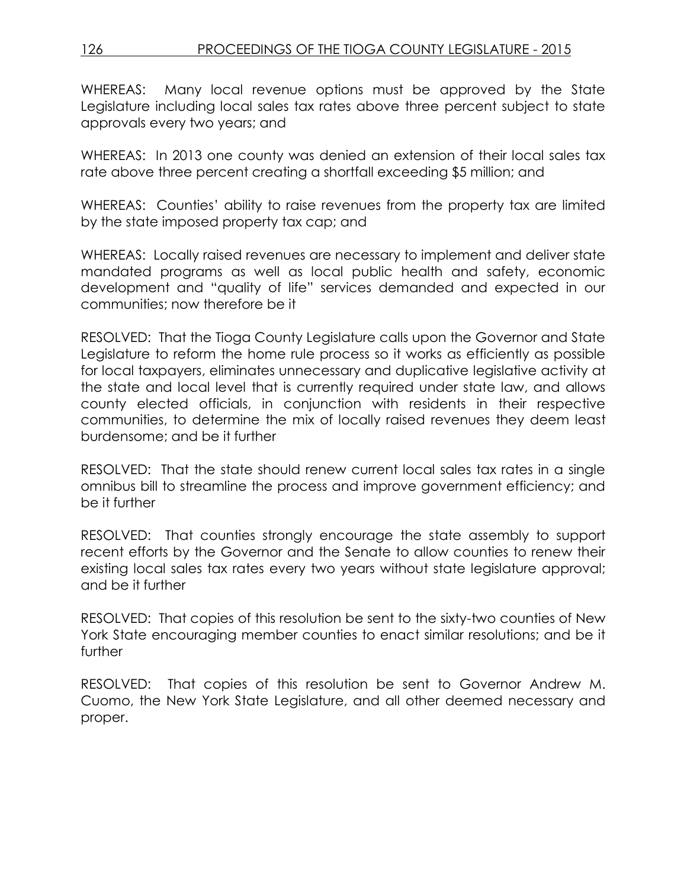WHEREAS: Many local revenue options must be approved by the State Legislature including local sales tax rates above three percent subject to state approvals every two years; and

WHEREAS: In 2013 one county was denied an extension of their local sales tax rate above three percent creating a shortfall exceeding $5 million; and

WHEREAS: Counties' ability to raise revenues from the property tax are limited by the state imposed property tax cap; and

WHEREAS: Locally raised revenues are necessary to implement and deliver state mandated programs as well as local public health and safety, economic development and "quality of life" services demanded and expected in our communities; now therefore be it

RESOLVED: That the Tioga County Legislature calls upon the Governor and State Legislature to reform the home rule process so it works as efficiently as possible for local taxpayers, eliminates unnecessary and duplicative legislative activity at the state and local level that is currently required under state law, and allows county elected officials, in conjunction with residents in their respective communities, to determine the mix of locally raised revenues they deem least burdensome; and be it further

RESOLVED: That the state should renew current local sales tax rates in a single omnibus bill to streamline the process and improve government efficiency; and be it further

RESOLVED: That counties strongly encourage the state assembly to support recent efforts by the Governor and the Senate to allow counties to renew their existing local sales tax rates every two years without state legislature approval; and be it further

RESOLVED: That copies of this resolution be sent to the sixty-two counties of New York State encouraging member counties to enact similar resolutions; and be it further

RESOLVED: That copies of this resolution be sent to Governor Andrew M. Cuomo, the New York State Legislature, and all other deemed necessary and proper.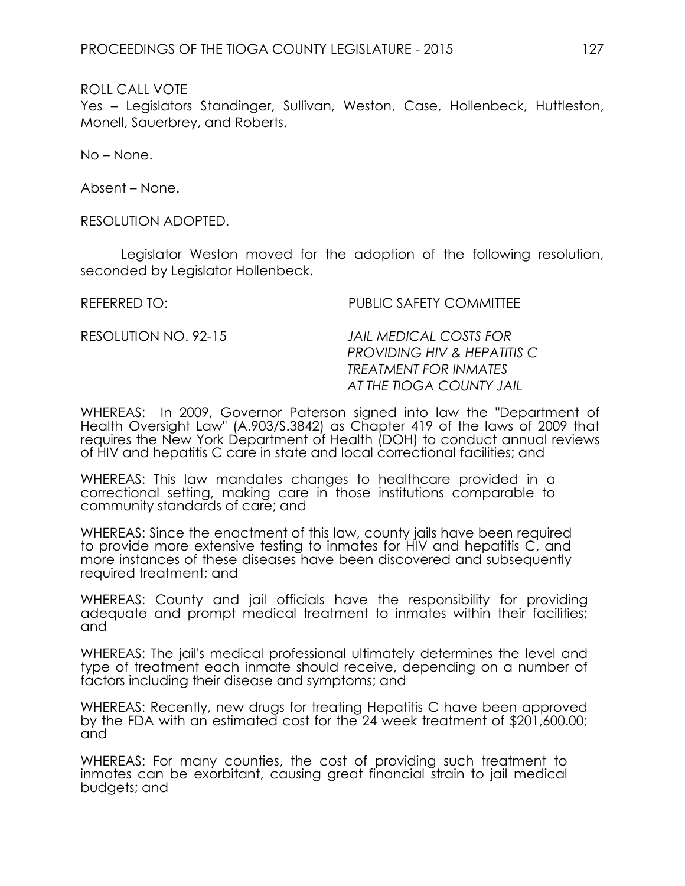ROLL CALL VOTE
Yes – Legislators Standinger, Sullivan, Weston, Case, Hollenbeck, Huttleston, Monell, Sauerbrey, and Roberts.

No – None.

Absent – None.

RESOLUTION ADOPTED.

Legislator Weston moved for the adoption of the following resolution, seconded by Legislator Hollenbeck.

REFERRED TO: PUBLIC SAFETY COMMITTEE

RESOLUTION NO. 92-15 *JAIL MEDICAL COSTS FOR PROVIDING HIV & HEPATITIS C TREATMENT FOR INMATES AT THE TIOGA COUNTY JAIL*

WHEREAS: In 2009, Governor Paterson signed into law the "Department of Health Oversight Law" (A.903/S.3842) as Chapter 419 of the laws of 2009 that requires the New York Department of Health (DOH) to conduct annual reviews of HIV and hepatitis C care in state and local correctional facilities; and

WHEREAS: This law mandates changes to healthcare provided in a correctional setting, making care in those institutions comparable to community standards of care; and

WHEREAS: Since the enactment of this law, county jails have been required to provide more extensive testing to inmates for HIV and hepatitis C, and more instances of these diseases have been discovered and subsequently required treatment; and

WHEREAS: County and jail officials have the responsibility for providing adequate and prompt medical treatment to inmates within their facilities; and

WHEREAS: The jail's medical professional ultimately determines the level and type of treatment each inmate should receive, depending on a number of factors including their disease and symptoms; and

WHEREAS: Recently, new drugs for treating Hepatitis C have been approved by the FDA with an estimated cost for the 24 week treatment of $201,600.00; and

WHEREAS: For many counties, the cost of providing such treatment to inmates can be exorbitant, causing great financial strain to jail medical budgets; and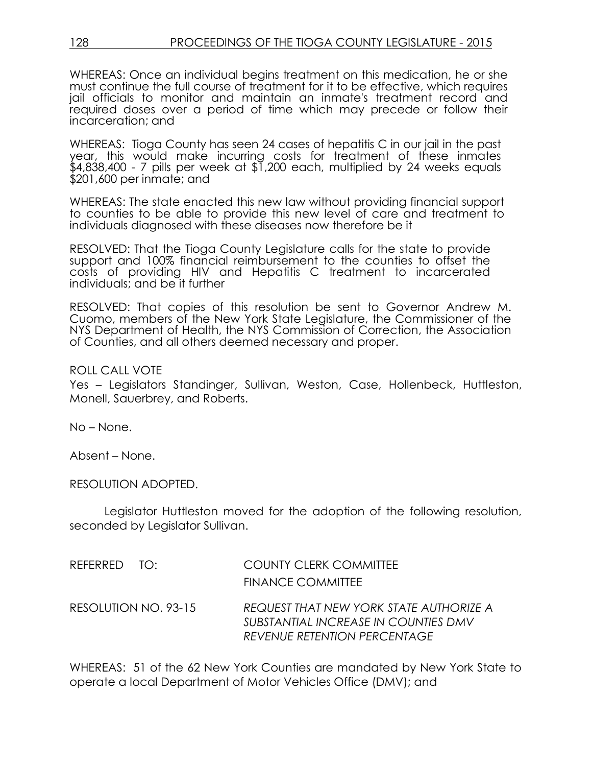WHEREAS: Once an individual begins treatment on this medication, he or she must continue the full course of treatment for it to be effective, which requires jail officials to monitor and maintain an inmate's treatment record and required doses over a period of time which may precede or follow their incarceration; and

WHEREAS: Tioga County has seen 24 cases of hepatitis C in our jail in the past year, this would make incurring costs for treatment of these inmates $4,838,400 - 7 pills per week at $1,200 each, multiplied by 24 weeks equals $201,600 per inmate; and

WHEREAS: The state enacted this new law without providing financial support to counties to be able to provide this new level of care and treatment to individuals diagnosed with these diseases now therefore be it

RESOLVED: That the Tioga County Legislature calls for the state to provide support and 100% financial reimbursement to the counties to offset the costs of providing HIV and Hepatitis C treatment to incarcerated individuals; and be it further

RESOLVED: That copies of this resolution be sent to Governor Andrew M. Cuomo, members of the New York State Legislature, the Commissioner of the NYS Department of Health, the NYS Commission of Correction, the Association of Counties, and all others deemed necessary and proper.

ROLL CALL VOTE
Yes – Legislators Standinger, Sullivan, Weston, Case, Hollenbeck, Huttleston, Monell, Sauerbrey, and Roberts.

No – None.

Absent – None.

RESOLUTION ADOPTED.

Legislator Huttleston moved for the adoption of the following resolution, seconded by Legislator Sullivan.

REFERRED TO: COUNTY CLERK COMMITTEE
FINANCE COMMITTEE

RESOLUTION NO. 93-15 *REQUEST THAT NEW YORK STATE AUTHORIZE A SUBSTANTIAL INCREASE IN COUNTIES DMV REVENUE RETENTION PERCENTAGE*

WHEREAS: 51 of the 62 New York Counties are mandated by New York State to operate a local Department of Motor Vehicles Office (DMV); and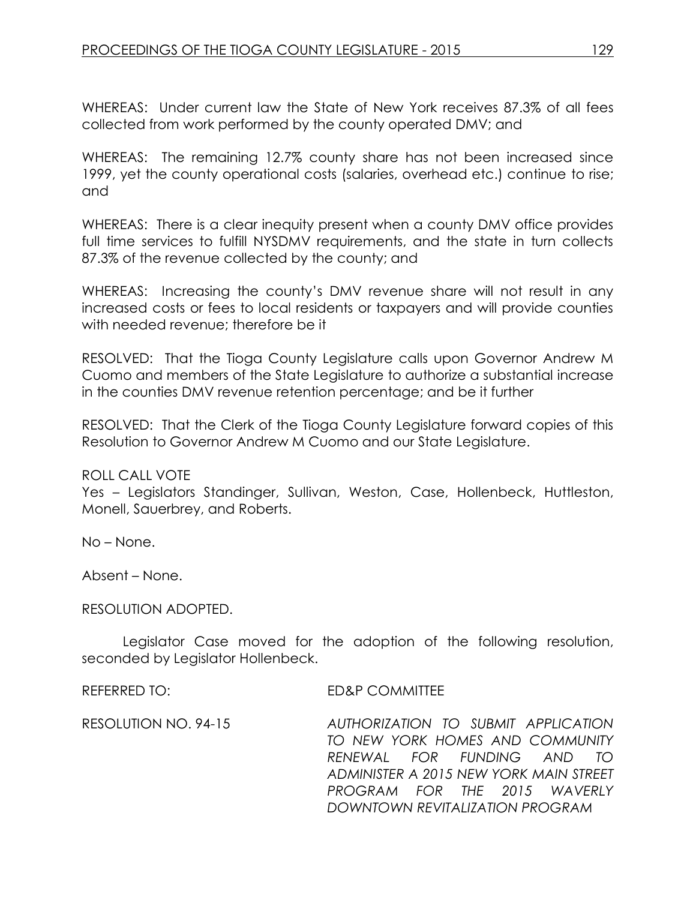WHEREAS: Under current law the State of New York receives 87.3% of all fees collected from work performed by the county operated DMV; and

WHEREAS: The remaining 12.7% county share has not been increased since 1999, yet the county operational costs (salaries, overhead etc.) continue to rise; and

WHEREAS: There is a clear inequity present when a county DMV office provides full time services to fulfill NYSDMV requirements, and the state in turn collects 87.3% of the revenue collected by the county; and

WHEREAS: Increasing the county's DMV revenue share will not result in any increased costs or fees to local residents or taxpayers and will provide counties with needed revenue; therefore be it

RESOLVED: That the Tioga County Legislature calls upon Governor Andrew M Cuomo and members of the State Legislature to authorize a substantial increase in the counties DMV revenue retention percentage; and be it further

RESOLVED: That the Clerk of the Tioga County Legislature forward copies of this Resolution to Governor Andrew M Cuomo and our State Legislature.

ROLL CALL VOTE
Yes – Legislators Standinger, Sullivan, Weston, Case, Hollenbeck, Huttleston, Monell, Sauerbrey, and Roberts.

No – None.

Absent – None.

RESOLUTION ADOPTED.

Legislator Case moved for the adoption of the following resolution, seconded by Legislator Hollenbeck.

REFERRED TO: ED&P COMMITTEE

RESOLUTION NO. 94-15 *AUTHORIZATION TO SUBMIT APPLICATION TO NEW YORK HOMES AND COMMUNITY RENEWAL FOR FUNDING AND TO ADMINISTER A 2015 NEW YORK MAIN STREET PROGRAM FOR THE 2015 WAVERLY DOWNTOWN REVITALIZATION PROGRAM*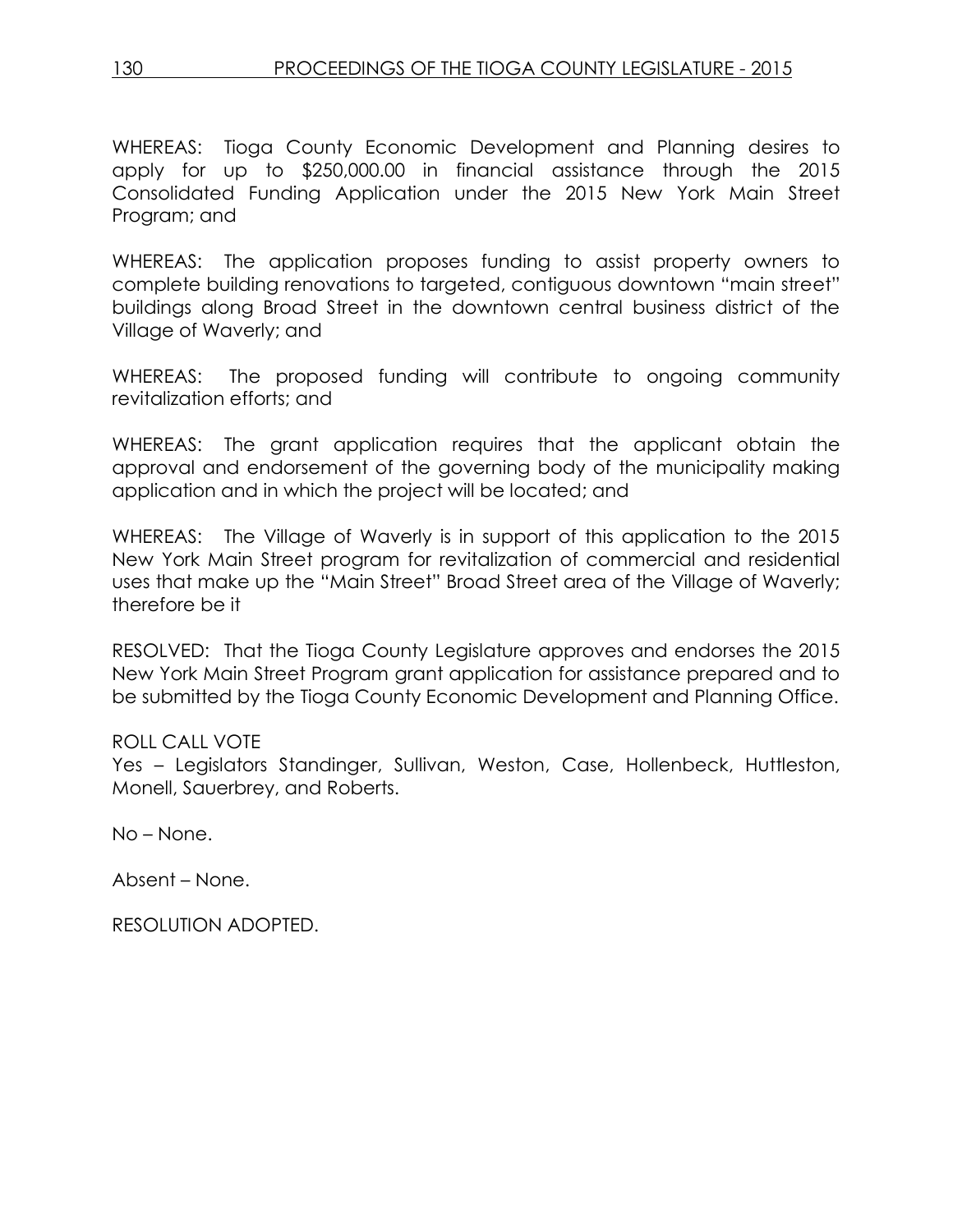WHEREAS: Tioga County Economic Development and Planning desires to apply for up to $250,000.00 in financial assistance through the 2015 Consolidated Funding Application under the 2015 New York Main Street Program; and

WHEREAS: The application proposes funding to assist property owners to complete building renovations to targeted, contiguous downtown "main street" buildings along Broad Street in the downtown central business district of the Village of Waverly; and

WHEREAS: The proposed funding will contribute to ongoing community revitalization efforts; and

WHEREAS: The grant application requires that the applicant obtain the approval and endorsement of the governing body of the municipality making application and in which the project will be located; and

WHEREAS: The Village of Waverly is in support of this application to the 2015 New York Main Street program for revitalization of commercial and residential uses that make up the "Main Street" Broad Street area of the Village of Waverly; therefore be it

RESOLVED: That the Tioga County Legislature approves and endorses the 2015 New York Main Street Program grant application for assistance prepared and to be submitted by the Tioga County Economic Development and Planning Office.

ROLL CALL VOTE
Yes – Legislators Standinger, Sullivan, Weston, Case, Hollenbeck, Huttleston, Monell, Sauerbrey, and Roberts.

No – None.

Absent – None.

RESOLUTION ADOPTED.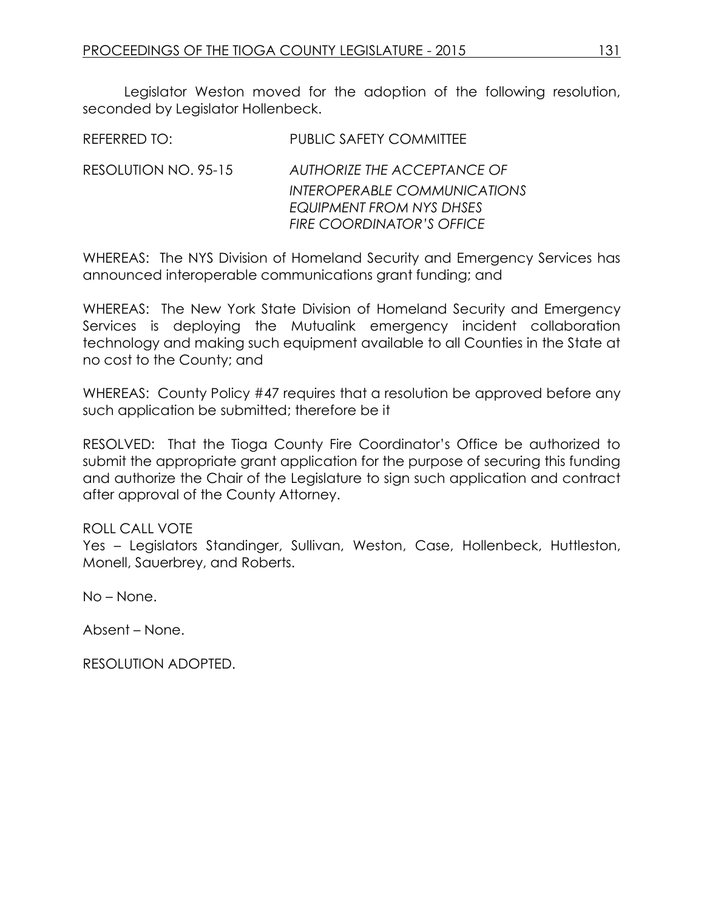Legislator Weston moved for the adoption of the following resolution, seconded by Legislator Hollenbeck.

REFERRED TO: PUBLIC SAFETY COMMITTEE

RESOLUTION NO. 95-15 *AUTHORIZE THE ACCEPTANCE OF INTEROPERABLE COMMUNICATIONS EQUIPMENT FROM NYS DHSES FIRE COORDINATOR'S OFFICE*

WHEREAS: The NYS Division of Homeland Security and Emergency Services has announced interoperable communications grant funding; and

WHEREAS: The New York State Division of Homeland Security and Emergency Services is deploying the Mutualink emergency incident collaboration technology and making such equipment available to all Counties in the State at no cost to the County; and

WHEREAS: County Policy #47 requires that a resolution be approved before any such application be submitted; therefore be it

RESOLVED: That the Tioga County Fire Coordinator's Office be authorized to submit the appropriate grant application for the purpose of securing this funding and authorize the Chair of the Legislature to sign such application and contract after approval of the County Attorney.

ROLL CALL VOTE
Yes – Legislators Standinger, Sullivan, Weston, Case, Hollenbeck, Huttleston, Monell, Sauerbrey, and Roberts.

No – None.

Absent – None.

RESOLUTION ADOPTED.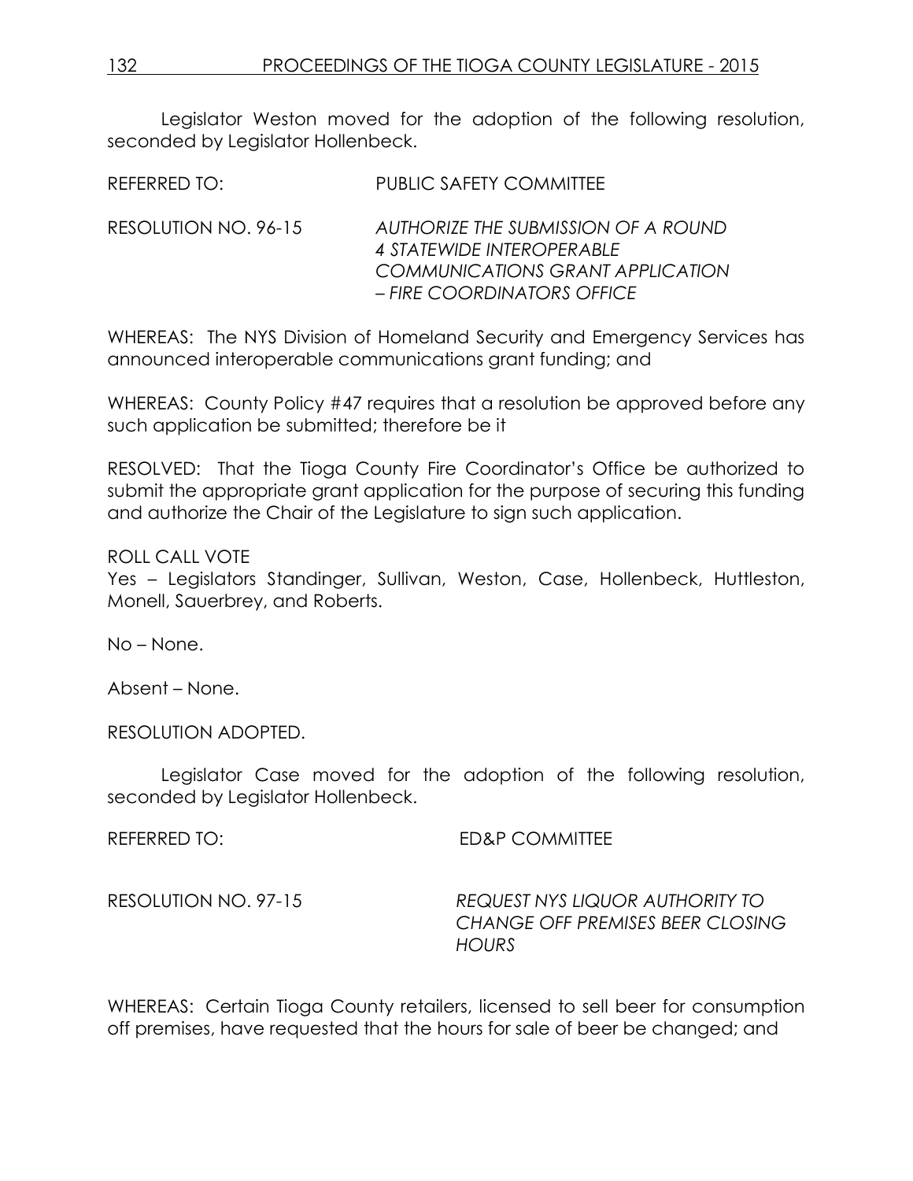Legislator Weston moved for the adoption of the following resolution, seconded by Legislator Hollenbeck.

REFERRED TO: PUBLIC SAFETY COMMITTEE

RESOLUTION NO. 96-15 *AUTHORIZE THE SUBMISSION OF A ROUND 4 STATEWIDE INTEROPERABLE COMMUNICATIONS GRANT APPLICATION – FIRE COORDINATORS OFFICE*

WHEREAS: The NYS Division of Homeland Security and Emergency Services has announced interoperable communications grant funding; and

WHEREAS: County Policy #47 requires that a resolution be approved before any such application be submitted; therefore be it

RESOLVED: That the Tioga County Fire Coordinator's Office be authorized to submit the appropriate grant application for the purpose of securing this funding and authorize the Chair of the Legislature to sign such application.

ROLL CALL VOTE
Yes – Legislators Standinger, Sullivan, Weston, Case, Hollenbeck, Huttleston, Monell, Sauerbrey, and Roberts.

No – None.

Absent – None.

RESOLUTION ADOPTED.

Legislator Case moved for the adoption of the following resolution, seconded by Legislator Hollenbeck.

REFERRED TO: ED&P COMMITTEE

RESOLUTION NO. 97-15 *REQUEST NYS LIQUOR AUTHORITY TO CHANGE OFF PREMISES BEER CLOSING HOURS*

WHEREAS: Certain Tioga County retailers, licensed to sell beer for consumption off premises, have requested that the hours for sale of beer be changed; and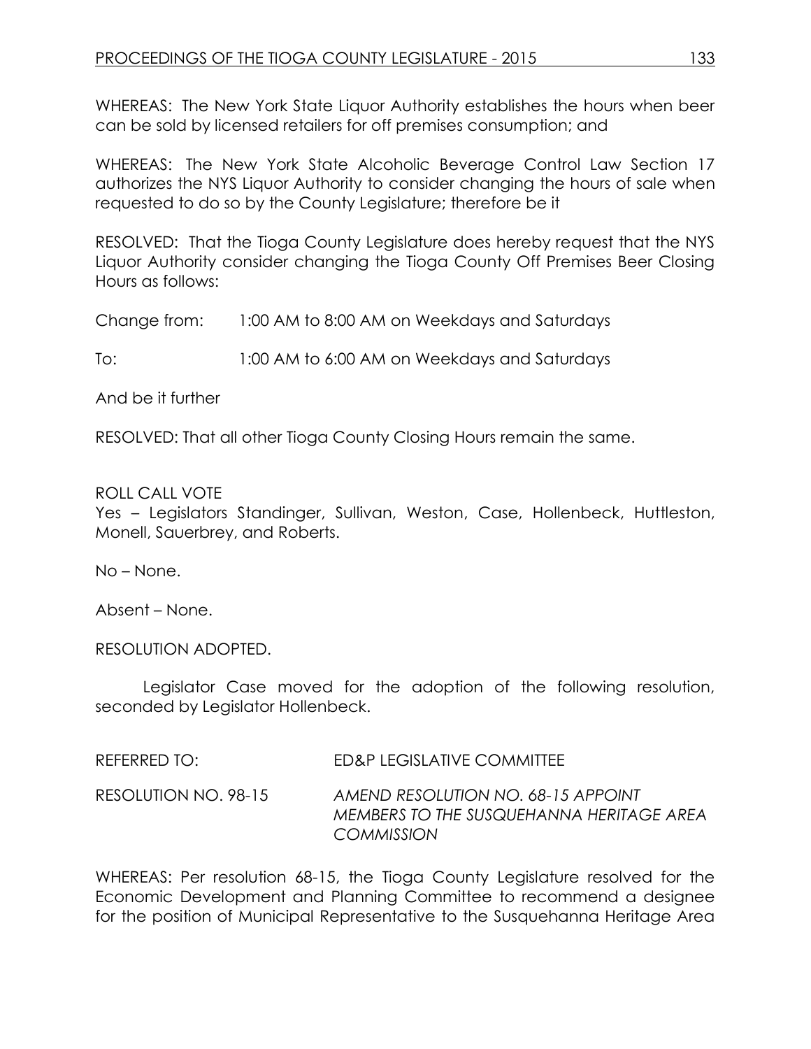WHEREAS: The New York State Liquor Authority establishes the hours when beer can be sold by licensed retailers for off premises consumption; and

WHEREAS: The New York State Alcoholic Beverage Control Law Section 17 authorizes the NYS Liquor Authority to consider changing the hours of sale when requested to do so by the County Legislature; therefore be it

RESOLVED: That the Tioga County Legislature does hereby request that the NYS Liquor Authority consider changing the Tioga County Off Premises Beer Closing Hours as follows:

Change from: 1:00 AM to 8:00 AM on Weekdays and Saturdays

To: 1:00 AM to 6:00 AM on Weekdays and Saturdays

And be it further

RESOLVED: That all other Tioga County Closing Hours remain the same.

ROLL CALL VOTE
Yes – Legislators Standinger, Sullivan, Weston, Case, Hollenbeck, Huttleston, Monell, Sauerbrey, and Roberts.

No – None.

Absent – None.

RESOLUTION ADOPTED.

Legislator Case moved for the adoption of the following resolution, seconded by Legislator Hollenbeck.

REFERRED TO: ED&P LEGISLATIVE COMMITTEE

RESOLUTION NO. 98-15 *AMEND RESOLUTION NO. 68-15 APPOINT MEMBERS TO THE SUSQUEHANNA HERITAGE AREA COMMISSION*

WHEREAS: Per resolution 68-15, the Tioga County Legislature resolved for the Economic Development and Planning Committee to recommend a designee for the position of Municipal Representative to the Susquehanna Heritage Area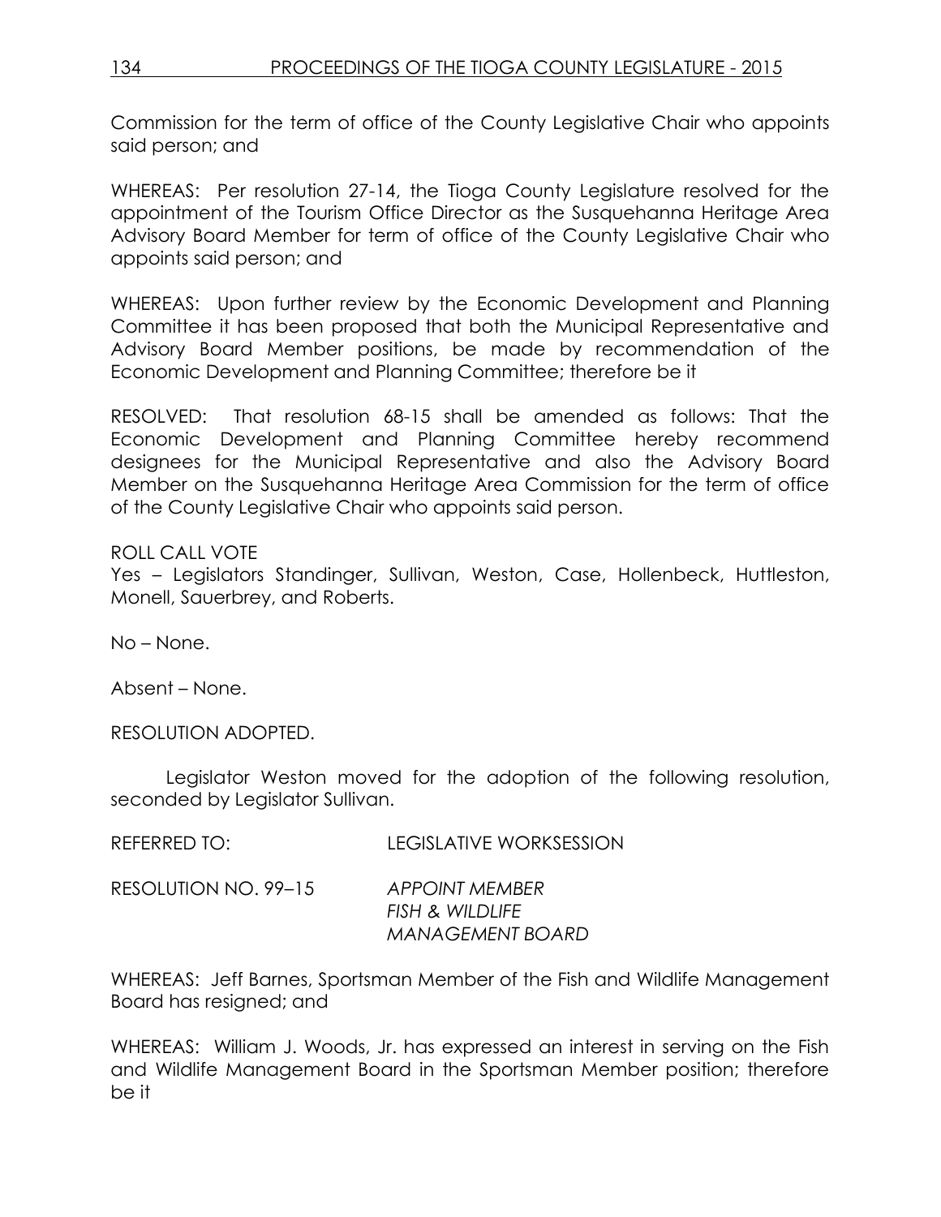Commission for the term of office of the County Legislative Chair who appoints said person; and

WHEREAS: Per resolution 27-14, the Tioga County Legislature resolved for the appointment of the Tourism Office Director as the Susquehanna Heritage Area Advisory Board Member for term of office of the County Legislative Chair who appoints said person; and

WHEREAS: Upon further review by the Economic Development and Planning Committee it has been proposed that both the Municipal Representative and Advisory Board Member positions, be made by recommendation of the Economic Development and Planning Committee; therefore be it

RESOLVED: That resolution 68-15 shall be amended as follows: That the Economic Development and Planning Committee hereby recommend designees for the Municipal Representative and also the Advisory Board Member on the Susquehanna Heritage Area Commission for the term of office of the County Legislative Chair who appoints said person.

ROLL CALL VOTE
Yes – Legislators Standinger, Sullivan, Weston, Case, Hollenbeck, Huttleston, Monell, Sauerbrey, and Roberts.

No – None.

Absent – None.

RESOLUTION ADOPTED.

Legislator Weston moved for the adoption of the following resolution, seconded by Legislator Sullivan.

REFERRED TO: LEGISLATIVE WORKSESSION

RESOLUTION NO. 99–15 *APPOINT MEMBER*
*FISH & WILDLIFE*
*MANAGEMENT BOARD*

WHEREAS: Jeff Barnes, Sportsman Member of the Fish and Wildlife Management Board has resigned; and

WHEREAS: William J. Woods, Jr. has expressed an interest in serving on the Fish and Wildlife Management Board in the Sportsman Member position; therefore be it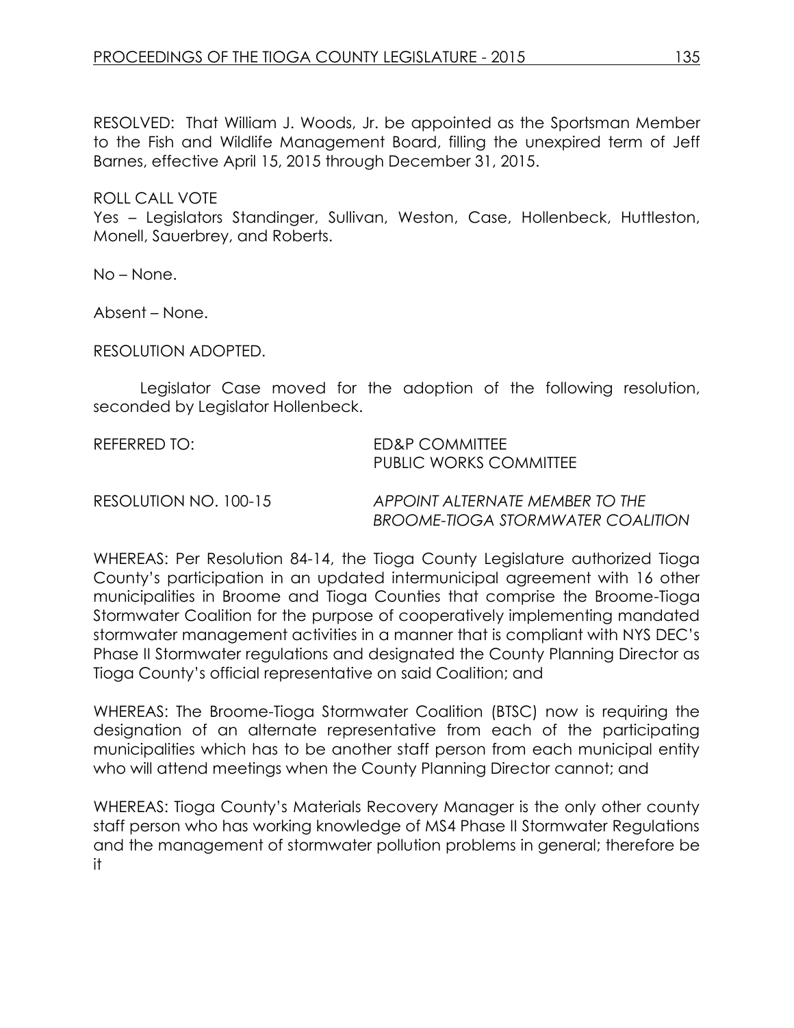RESOLVED: That William J. Woods, Jr. be appointed as the Sportsman Member to the Fish and Wildlife Management Board, filling the unexpired term of Jeff Barnes, effective April 15, 2015 through December 31, 2015.

ROLL CALL VOTE
Yes – Legislators Standinger, Sullivan, Weston, Case, Hollenbeck, Huttleston, Monell, Sauerbrey, and Roberts.

No – None.

Absent – None.

RESOLUTION ADOPTED.

Legislator Case moved for the adoption of the following resolution, seconded by Legislator Hollenbeck.

REFERRED TO: ED&P COMMITTEE
PUBLIC WORKS COMMITTEE

RESOLUTION NO. 100-15 *APPOINT ALTERNATE MEMBER TO THE BROOME-TIOGA STORMWATER COALITION*

WHEREAS: Per Resolution 84-14, the Tioga County Legislature authorized Tioga County's participation in an updated intermunicipal agreement with 16 other municipalities in Broome and Tioga Counties that comprise the Broome-Tioga Stormwater Coalition for the purpose of cooperatively implementing mandated stormwater management activities in a manner that is compliant with NYS DEC's Phase II Stormwater regulations and designated the County Planning Director as Tioga County's official representative on said Coalition; and

WHEREAS: The Broome-Tioga Stormwater Coalition (BTSC) now is requiring the designation of an alternate representative from each of the participating municipalities which has to be another staff person from each municipal entity who will attend meetings when the County Planning Director cannot; and

WHEREAS: Tioga County's Materials Recovery Manager is the only other county staff person who has working knowledge of MS4 Phase II Stormwater Regulations and the management of stormwater pollution problems in general; therefore be it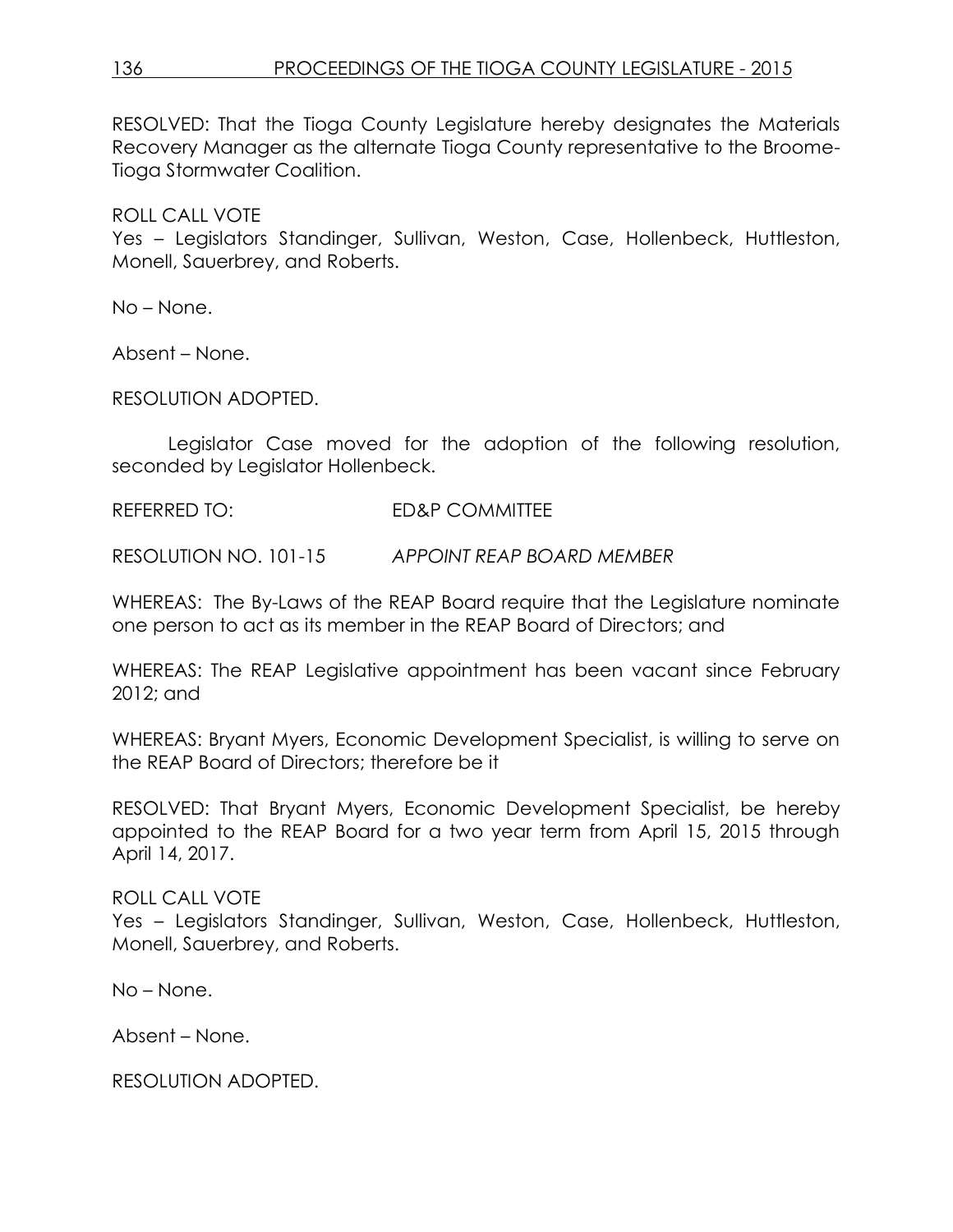RESOLVED: That the Tioga County Legislature hereby designates the Materials Recovery Manager as the alternate Tioga County representative to the Broome-Tioga Stormwater Coalition.

ROLL CALL VOTE
Yes – Legislators Standinger, Sullivan, Weston, Case, Hollenbeck, Huttleston, Monell, Sauerbrey, and Roberts.

No – None.

Absent – None.

RESOLUTION ADOPTED.

Legislator Case moved for the adoption of the following resolution, seconded by Legislator Hollenbeck.

REFERRED TO: ED&P COMMITTEE

RESOLUTION NO. 101-15 *APPOINT REAP BOARD MEMBER*

WHEREAS: The By-Laws of the REAP Board require that the Legislature nominate one person to act as its member in the REAP Board of Directors; and

WHEREAS: The REAP Legislative appointment has been vacant since February 2012; and

WHEREAS: Bryant Myers, Economic Development Specialist, is willing to serve on the REAP Board of Directors; therefore be it

RESOLVED: That Bryant Myers, Economic Development Specialist, be hereby appointed to the REAP Board for a two year term from April 15, 2015 through April 14, 2017.

ROLL CALL VOTE
Yes – Legislators Standinger, Sullivan, Weston, Case, Hollenbeck, Huttleston, Monell, Sauerbrey, and Roberts.

No – None.

Absent – None.

RESOLUTION ADOPTED.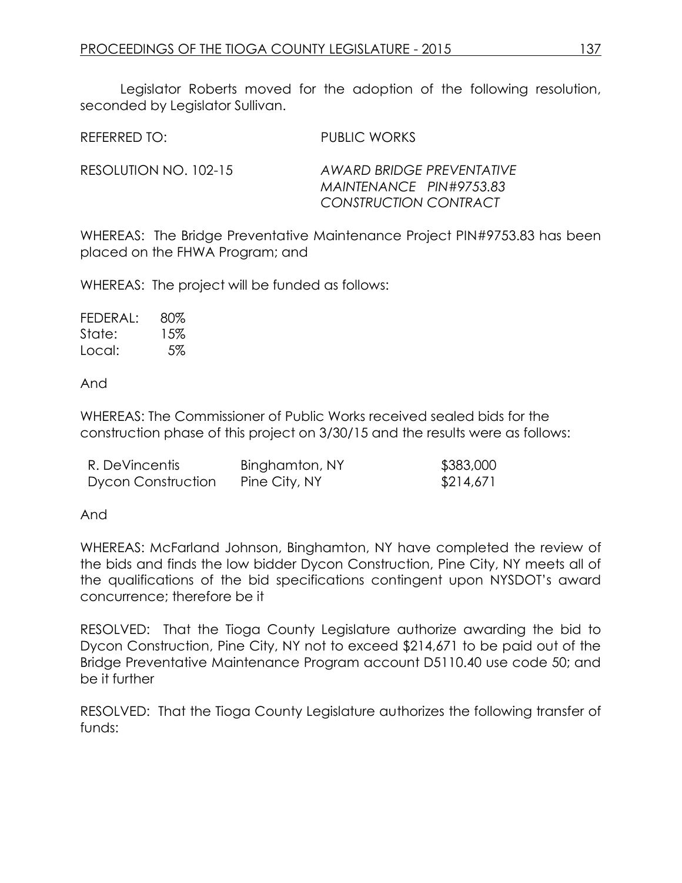Legislator Roberts moved for the adoption of the following resolution, seconded by Legislator Sullivan.

REFERRED TO: PUBLIC WORKS

RESOLUTION NO. 102-15 *AWARD BRIDGE PREVENTATIVE MAINTENANCE PIN#9753.83 CONSTRUCTION CONTRACT*

WHEREAS: The Bridge Preventative Maintenance Project PIN#9753.83 has been placed on the FHWA Program; and

WHEREAS: The project will be funded as follows:

| | |
|---|---|
| FEDERAL: | 80% |
| State: | 15% |
| Local: | 5% |

And

WHEREAS: The Commissioner of Public Works received sealed bids for the construction phase of this project on 3/30/15 and the results were as follows:

| | | |
|---|---|---|
| R. DeVincentis | Binghamton, NY | $383,000 |
| Dycon Construction | Pine City, NY | $214,671 |

And

WHEREAS: McFarland Johnson, Binghamton, NY have completed the review of the bids and finds the low bidder Dycon Construction, Pine City, NY meets all of the qualifications of the bid specifications contingent upon NYSDOT's award concurrence; therefore be it

RESOLVED: That the Tioga County Legislature authorize awarding the bid to Dycon Construction, Pine City, NY not to exceed $214,671 to be paid out of the Bridge Preventative Maintenance Program account D5110.40 use code 50; and be it further

RESOLVED: That the Tioga County Legislature authorizes the following transfer of funds: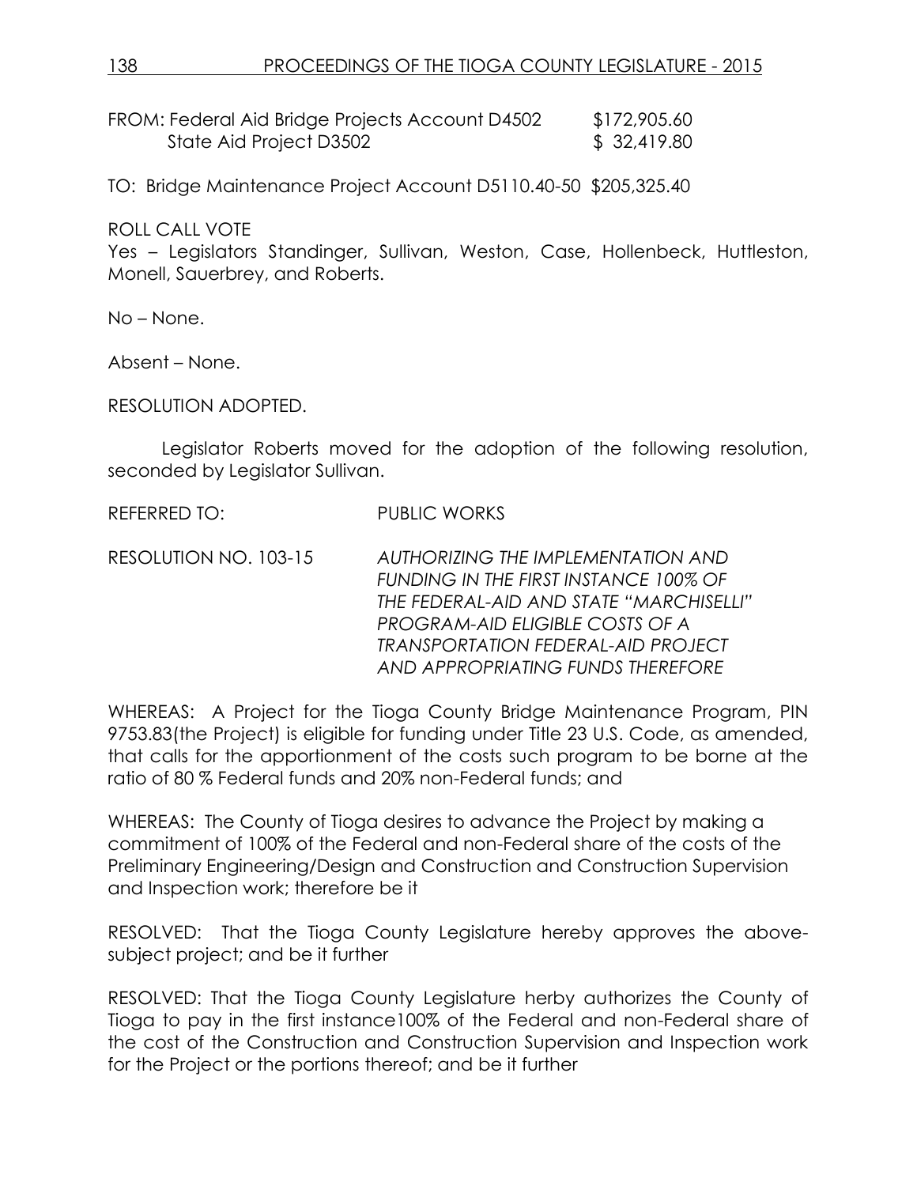FROM: Federal Aid Bridge Projects Account D4502 $172,905.60
State Aid Project D3502 $ 32,419.80

TO: Bridge Maintenance Project Account D5110.40-50 $205,325.40

ROLL CALL VOTE
Yes – Legislators Standinger, Sullivan, Weston, Case, Hollenbeck, Huttleston, Monell, Sauerbrey, and Roberts.

No – None.

Absent – None.

RESOLUTION ADOPTED.

Legislator Roberts moved for the adoption of the following resolution, seconded by Legislator Sullivan.

REFERRED TO: PUBLIC WORKS

RESOLUTION NO. 103-15 *AUTHORIZING THE IMPLEMENTATION AND FUNDING IN THE FIRST INSTANCE 100% OF THE FEDERAL-AID AND STATE "MARCHISELLI" PROGRAM-AID ELIGIBLE COSTS OF A TRANSPORTATION FEDERAL-AID PROJECT AND APPROPRIATING FUNDS THEREFORE*

WHEREAS: A Project for the Tioga County Bridge Maintenance Program, PIN 9753.83(the Project) is eligible for funding under Title 23 U.S. Code, as amended, that calls for the apportionment of the costs such program to be borne at the ratio of 80 % Federal funds and 20% non-Federal funds; and

WHEREAS: The County of Tioga desires to advance the Project by making a commitment of 100% of the Federal and non-Federal share of the costs of the Preliminary Engineering/Design and Construction and Construction Supervision and Inspection work; therefore be it

RESOLVED: That the Tioga County Legislature hereby approves the above-subject project; and be it further

RESOLVED: That the Tioga County Legislature herby authorizes the County of Tioga to pay in the first instance100% of the Federal and non-Federal share of the cost of the Construction and Construction Supervision and Inspection work for the Project or the portions thereof; and be it further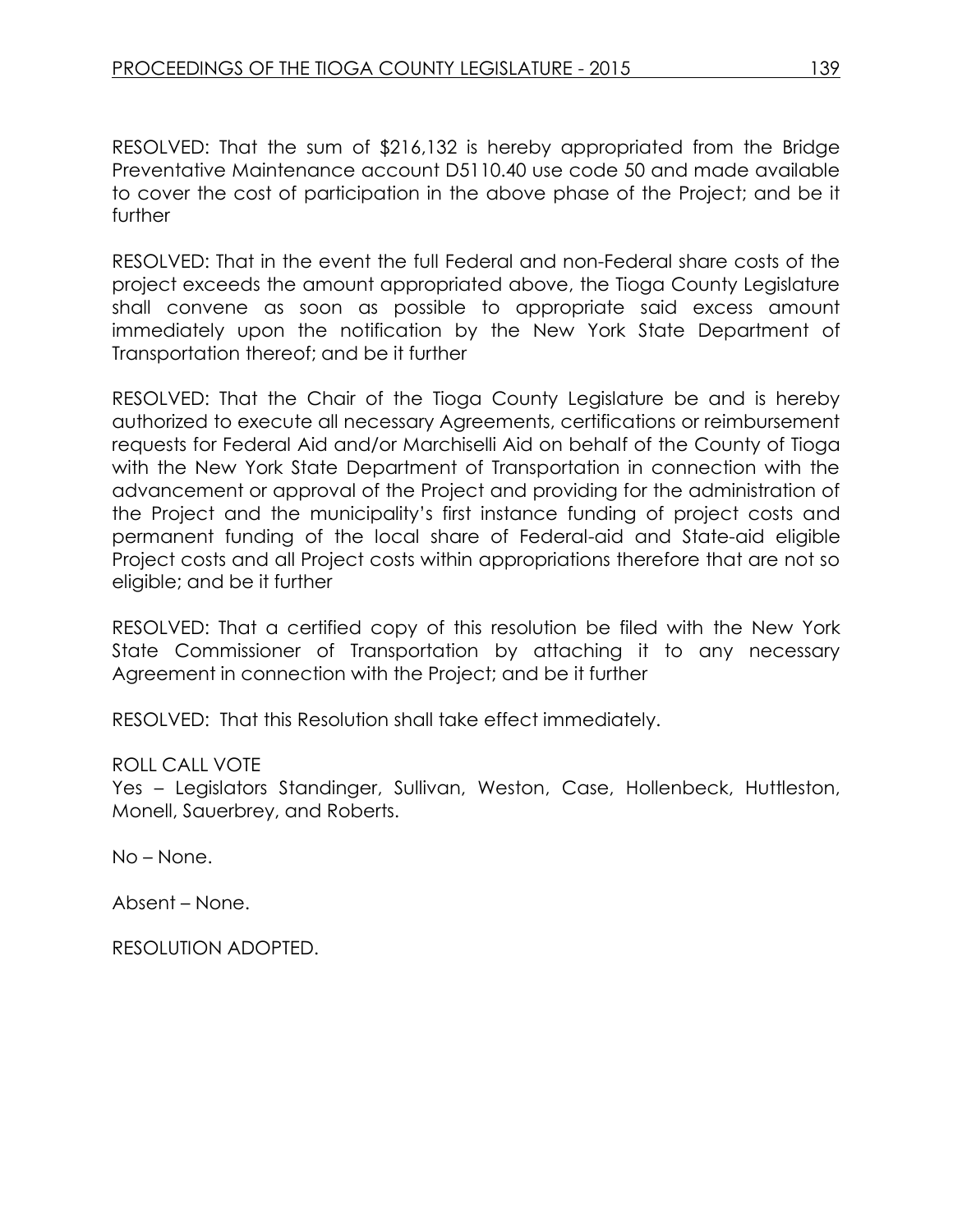RESOLVED: That the sum of $216,132 is hereby appropriated from the Bridge Preventative Maintenance account D5110.40 use code 50 and made available to cover the cost of participation in the above phase of the Project; and be it further

RESOLVED: That in the event the full Federal and non-Federal share costs of the project exceeds the amount appropriated above, the Tioga County Legislature shall convene as soon as possible to appropriate said excess amount immediately upon the notification by the New York State Department of Transportation thereof; and be it further

RESOLVED: That the Chair of the Tioga County Legislature be and is hereby authorized to execute all necessary Agreements, certifications or reimbursement requests for Federal Aid and/or Marchiselli Aid on behalf of the County of Tioga with the New York State Department of Transportation in connection with the advancement or approval of the Project and providing for the administration of the Project and the municipality's first instance funding of project costs and permanent funding of the local share of Federal-aid and State-aid eligible Project costs and all Project costs within appropriations therefore that are not so eligible; and be it further

RESOLVED: That a certified copy of this resolution be filed with the New York State Commissioner of Transportation by attaching it to any necessary Agreement in connection with the Project; and be it further

RESOLVED: That this Resolution shall take effect immediately.

ROLL CALL VOTE
Yes – Legislators Standinger, Sullivan, Weston, Case, Hollenbeck, Huttleston, Monell, Sauerbrey, and Roberts.

No – None.

Absent – None.

RESOLUTION ADOPTED.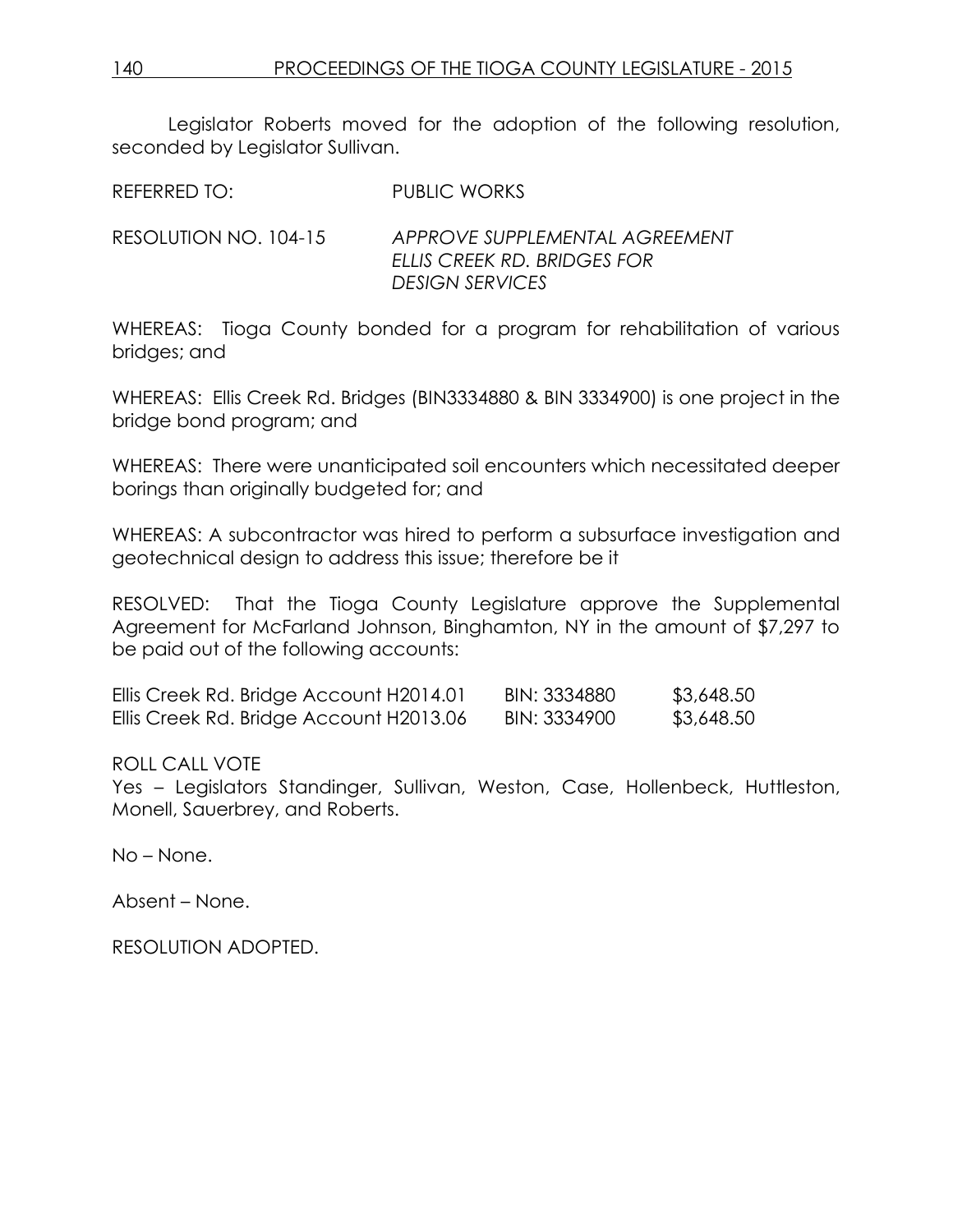Legislator Roberts moved for the adoption of the following resolution, seconded by Legislator Sullivan.

REFERRED TO: PUBLIC WORKS

RESOLUTION NO. 104-15 *APPROVE SUPPLEMENTAL AGREEMENT ELLIS CREEK RD. BRIDGES FOR DESIGN SERVICES*

WHEREAS: Tioga County bonded for a program for rehabilitation of various bridges; and

WHEREAS: Ellis Creek Rd. Bridges (BIN3334880 & BIN 3334900) is one project in the bridge bond program; and

WHEREAS: There were unanticipated soil encounters which necessitated deeper borings than originally budgeted for; and

WHEREAS: A subcontractor was hired to perform a subsurface investigation and geotechnical design to address this issue; therefore be it

RESOLVED: That the Tioga County Legislature approve the Supplemental Agreement for McFarland Johnson, Binghamton, NY in the amount of $7,297 to be paid out of the following accounts:

| | | |
|---|---|---|
| Ellis Creek Rd. Bridge Account H2014.01 | BIN: 3334880 | $3,648.50 |
| Ellis Creek Rd. Bridge Account H2013.06 | BIN: 3334900 | $3,648.50 |

ROLL CALL VOTE
Yes – Legislators Standinger, Sullivan, Weston, Case, Hollenbeck, Huttleston, Monell, Sauerbrey, and Roberts.

No – None.

Absent – None.

RESOLUTION ADOPTED.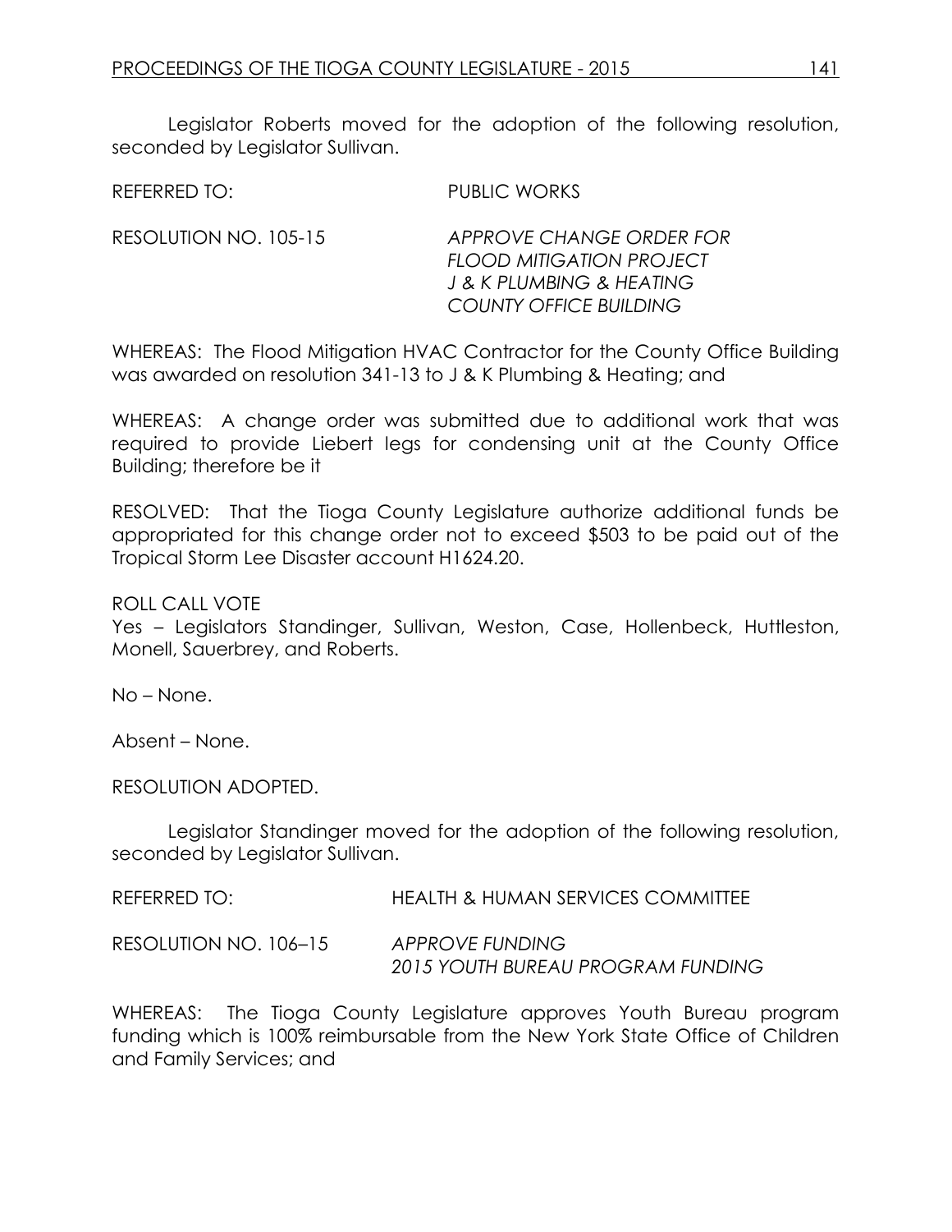Legislator Roberts moved for the adoption of the following resolution, seconded by Legislator Sullivan.

REFERRED TO: PUBLIC WORKS

RESOLUTION NO. 105-15 *APPROVE CHANGE ORDER FOR FLOOD MITIGATION PROJECT J & K PLUMBING & HEATING COUNTY OFFICE BUILDING*

WHEREAS: The Flood Mitigation HVAC Contractor for the County Office Building was awarded on resolution 341-13 to J & K Plumbing & Heating; and

WHEREAS: A change order was submitted due to additional work that was required to provide Liebert legs for condensing unit at the County Office Building; therefore be it

RESOLVED: That the Tioga County Legislature authorize additional funds be appropriated for this change order not to exceed $503 to be paid out of the Tropical Storm Lee Disaster account H1624.20.

ROLL CALL VOTE
Yes – Legislators Standinger, Sullivan, Weston, Case, Hollenbeck, Huttleston, Monell, Sauerbrey, and Roberts.

No – None.

Absent – None.

RESOLUTION ADOPTED.

Legislator Standinger moved for the adoption of the following resolution, seconded by Legislator Sullivan.

REFERRED TO: HEALTH & HUMAN SERVICES COMMITTEE

RESOLUTION NO. 106–15 *APPROVE FUNDING 2015 YOUTH BUREAU PROGRAM FUNDING*

WHEREAS: The Tioga County Legislature approves Youth Bureau program funding which is 100% reimbursable from the New York State Office of Children and Family Services; and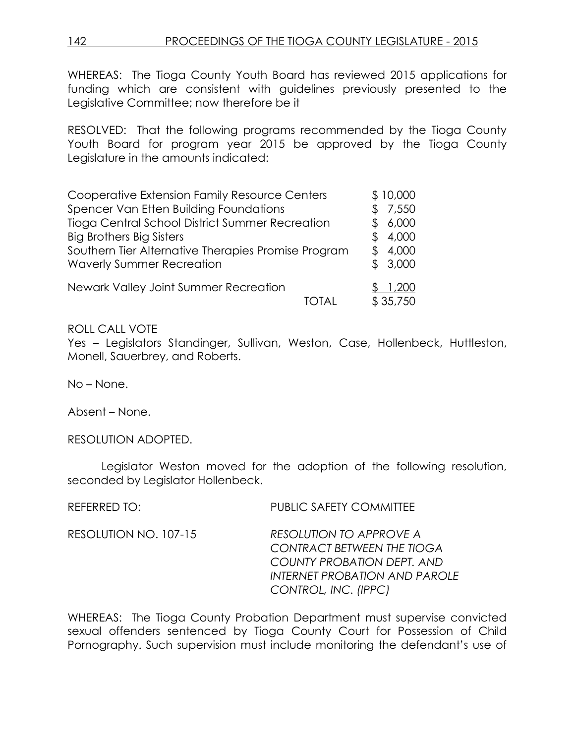WHEREAS: The Tioga County Youth Board has reviewed 2015 applications for funding which are consistent with guidelines previously presented to the Legislative Committee; now therefore be it

RESOLVED: That the following programs recommended by the Tioga County Youth Board for program year 2015 be approved by the Tioga County Legislature in the amounts indicated:

| Program | Amount |
|---|---|
| Cooperative Extension Family Resource Centers | $ 10,000 |
| Spencer Van Etten Building Foundations | $ 7,550 |
| Tioga Central School District Summer Recreation | $ 6,000 |
| Big Brothers Big Sisters | $ 4,000 |
| Southern Tier Alternative Therapies Promise Program | $ 4,000 |
| Waverly Summer Recreation | $ 3,000 |
| Newark Valley Joint Summer Recreation | $ 1,200 |
| TOTAL | $ 35,750 |

ROLL CALL VOTE
Yes – Legislators Standinger, Sullivan, Weston, Case, Hollenbeck, Huttleston, Monell, Sauerbrey, and Roberts.

No – None.

Absent – None.

RESOLUTION ADOPTED.

Legislator Weston moved for the adoption of the following resolution, seconded by Legislator Hollenbeck.

REFERRED TO: PUBLIC SAFETY COMMITTEE

RESOLUTION NO. 107-15 *RESOLUTION TO APPROVE A CONTRACT BETWEEN THE TIOGA COUNTY PROBATION DEPT. AND INTERNET PROBATION AND PAROLE CONTROL, INC. (IPPC)*

WHEREAS: The Tioga County Probation Department must supervise convicted sexual offenders sentenced by Tioga County Court for Possession of Child Pornography. Such supervision must include monitoring the defendant's use of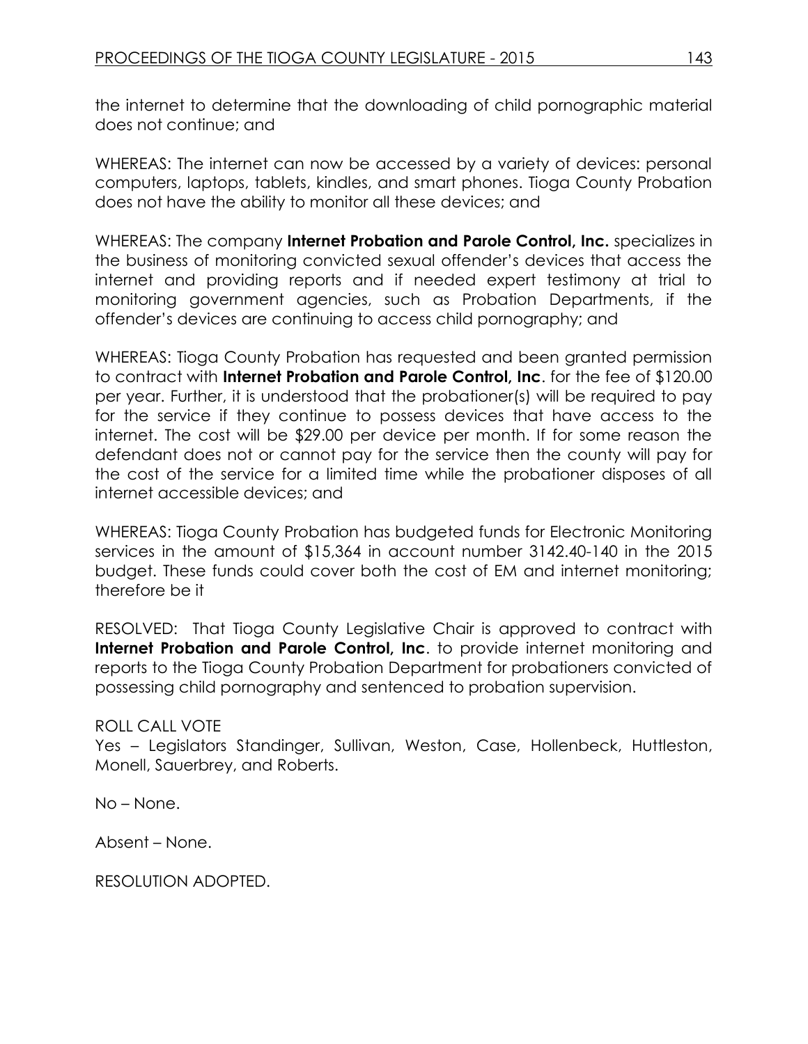the internet to determine that the downloading of child pornographic material does not continue; and

WHEREAS: The internet can now be accessed by a variety of devices: personal computers, laptops, tablets, kindles, and smart phones. Tioga County Probation does not have the ability to monitor all these devices; and

WHEREAS: The company **Internet Probation and Parole Control, Inc.** specializes in the business of monitoring convicted sexual offender's devices that access the internet and providing reports and if needed expert testimony at trial to monitoring government agencies, such as Probation Departments, if the offender's devices are continuing to access child pornography; and

WHEREAS: Tioga County Probation has requested and been granted permission to contract with **Internet Probation and Parole Control, Inc**. for the fee of $120.00 per year. Further, it is understood that the probationer(s) will be required to pay for the service if they continue to possess devices that have access to the internet. The cost will be $29.00 per device per month. If for some reason the defendant does not or cannot pay for the service then the county will pay for the cost of the service for a limited time while the probationer disposes of all internet accessible devices; and

WHEREAS: Tioga County Probation has budgeted funds for Electronic Monitoring services in the amount of $15,364 in account number 3142.40-140 in the 2015 budget. These funds could cover both the cost of EM and internet monitoring; therefore be it

RESOLVED: That Tioga County Legislative Chair is approved to contract with **Internet Probation and Parole Control, Inc**. to provide internet monitoring and reports to the Tioga County Probation Department for probationers convicted of possessing child pornography and sentenced to probation supervision.

ROLL CALL VOTE
Yes – Legislators Standinger, Sullivan, Weston, Case, Hollenbeck, Huttleston, Monell, Sauerbrey, and Roberts.

No – None.

Absent – None.

RESOLUTION ADOPTED.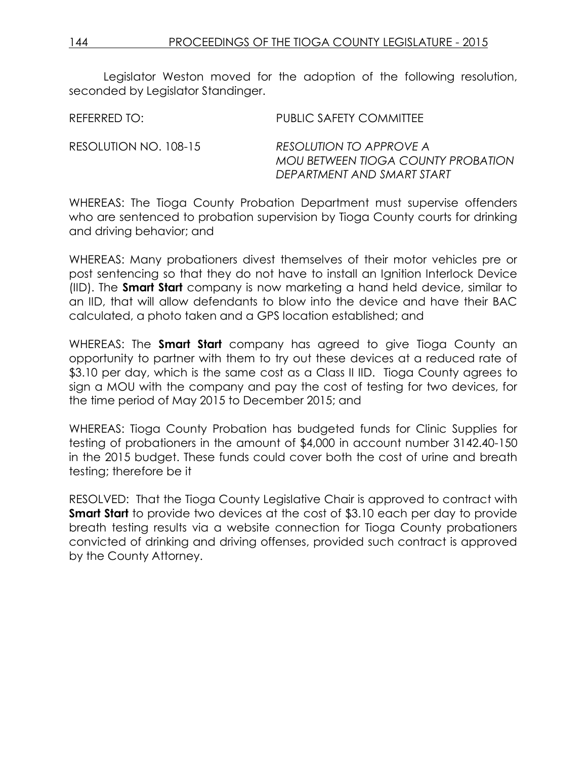Legislator Weston moved for the adoption of the following resolution, seconded by Legislator Standinger.

REFERRED TO: PUBLIC SAFETY COMMITTEE

RESOLUTION NO. 108-15 *RESOLUTION TO APPROVE A MOU BETWEEN TIOGA COUNTY PROBATION DEPARTMENT AND SMART START*

WHEREAS: The Tioga County Probation Department must supervise offenders who are sentenced to probation supervision by Tioga County courts for drinking and driving behavior; and

WHEREAS: Many probationers divest themselves of their motor vehicles pre or post sentencing so that they do not have to install an Ignition Interlock Device (IID). The **Smart Start** company is now marketing a hand held device, similar to an IID, that will allow defendants to blow into the device and have their BAC calculated, a photo taken and a GPS location established; and

WHEREAS: The **Smart Start** company has agreed to give Tioga County an opportunity to partner with them to try out these devices at a reduced rate of $3.10 per day, which is the same cost as a Class II IID. Tioga County agrees to sign a MOU with the company and pay the cost of testing for two devices, for the time period of May 2015 to December 2015; and

WHEREAS: Tioga County Probation has budgeted funds for Clinic Supplies for testing of probationers in the amount of $4,000 in account number 3142.40-150 in the 2015 budget. These funds could cover both the cost of urine and breath testing; therefore be it

RESOLVED: That the Tioga County Legislative Chair is approved to contract with **Smart Start** to provide two devices at the cost of $3.10 each per day to provide breath testing results via a website connection for Tioga County probationers convicted of drinking and driving offenses, provided such contract is approved by the County Attorney.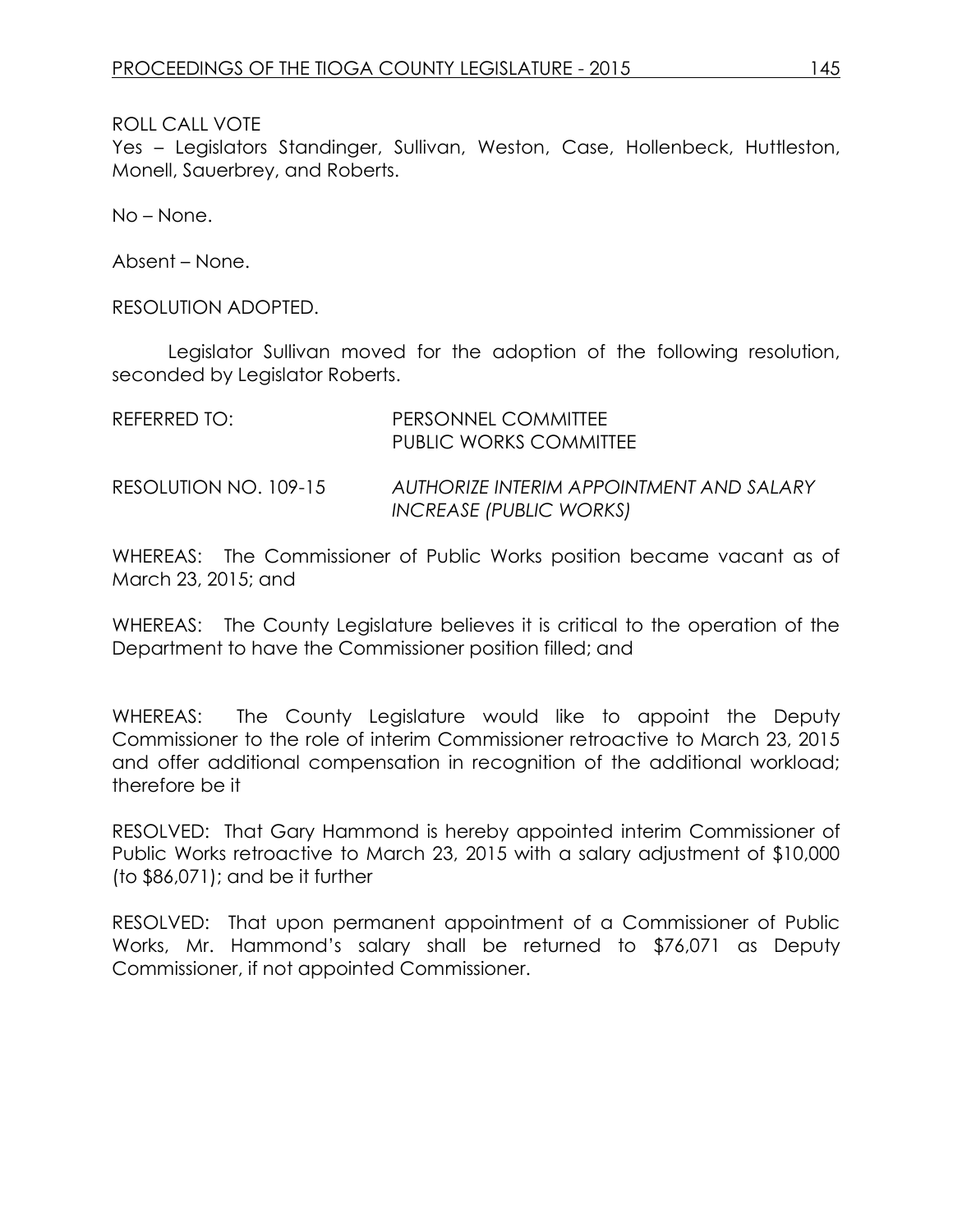ROLL CALL VOTE
Yes – Legislators Standinger, Sullivan, Weston, Case, Hollenbeck, Huttleston, Monell, Sauerbrey, and Roberts.

No – None.

Absent – None.

RESOLUTION ADOPTED.

Legislator Sullivan moved for the adoption of the following resolution, seconded by Legislator Roberts.

REFERRED TO: PERSONNEL COMMITTEE
PUBLIC WORKS COMMITTEE

RESOLUTION NO. 109-15 *AUTHORIZE INTERIM APPOINTMENT AND SALARY INCREASE (PUBLIC WORKS)*

WHEREAS: The Commissioner of Public Works position became vacant as of March 23, 2015; and

WHEREAS: The County Legislature believes it is critical to the operation of the Department to have the Commissioner position filled; and

WHEREAS: The County Legislature would like to appoint the Deputy Commissioner to the role of interim Commissioner retroactive to March 23, 2015 and offer additional compensation in recognition of the additional workload; therefore be it

RESOLVED: That Gary Hammond is hereby appointed interim Commissioner of Public Works retroactive to March 23, 2015 with a salary adjustment of $10,000 (to $86,071); and be it further

RESOLVED: That upon permanent appointment of a Commissioner of Public Works, Mr. Hammond's salary shall be returned to $76,071 as Deputy Commissioner, if not appointed Commissioner.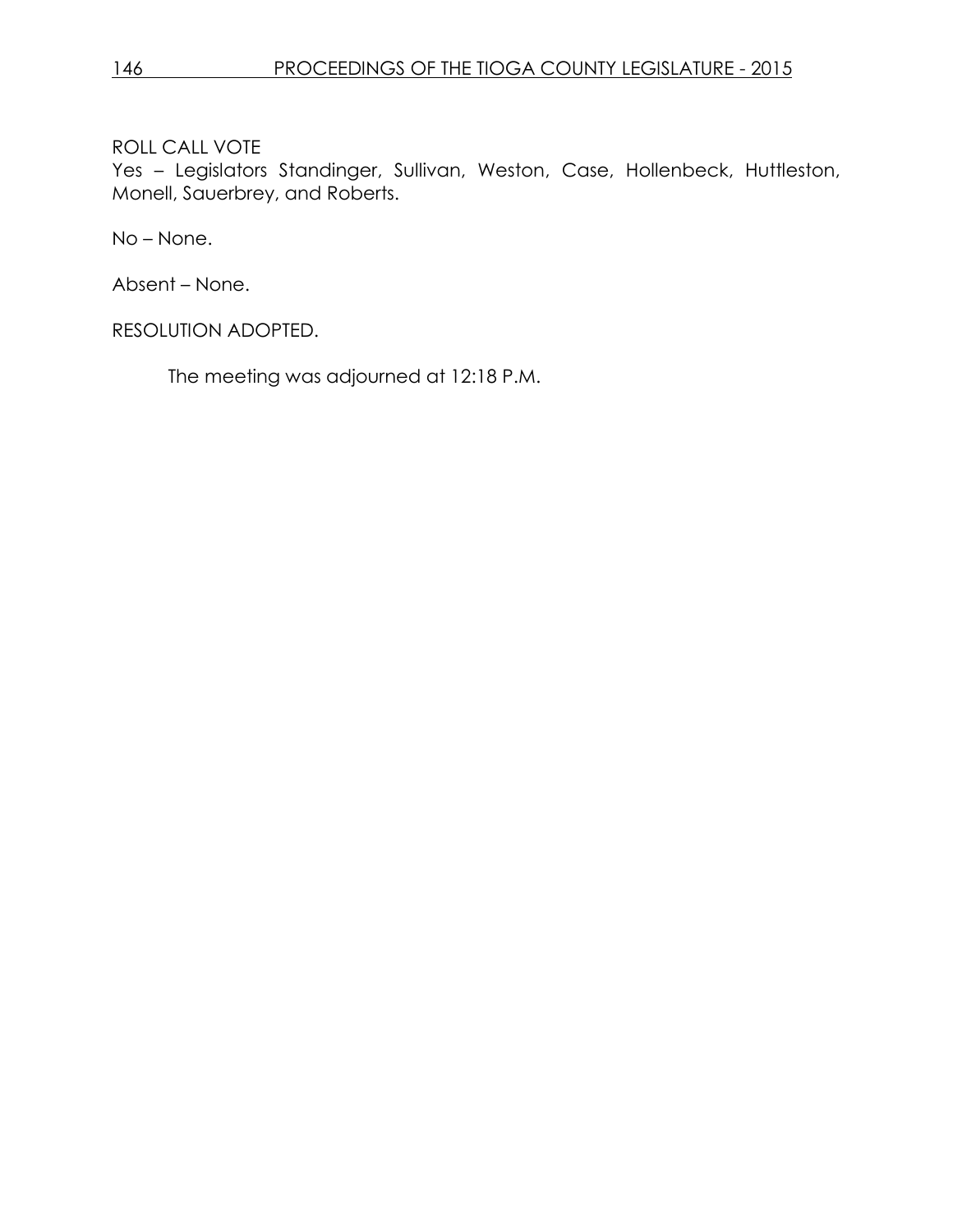ROLL CALL VOTE
Yes – Legislators Standinger, Sullivan, Weston, Case, Hollenbeck, Huttleston, Monell, Sauerbrey, and Roberts.

No – None.

Absent – None.

RESOLUTION ADOPTED.

The meeting was adjourned at 12:18 P.M.